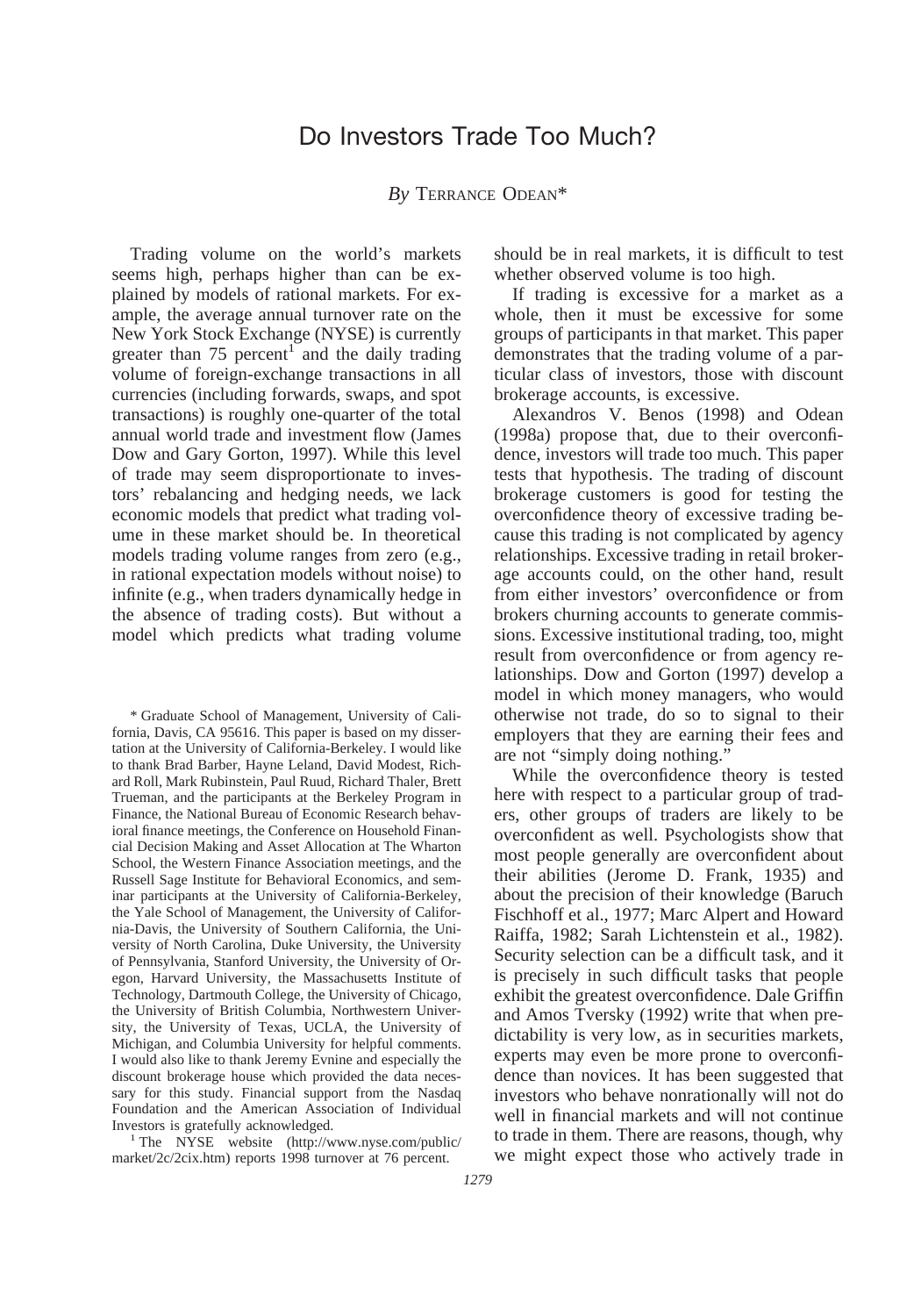# Do Investors Trade Too Much?

*By* TERRANCE ODEAN*

Trading volume on the world's markets seems high, perhaps higher than can be explained by models of rational markets. For example, the average annual turnover rate on the New York Stock Exchange (NYSE) is currently greater than 75 percent[1] and the daily trading volume of foreign-exchange transactions in all currencies (including forwards, swaps, and spot transactions) is roughly one-quarter of the total annual world trade and investment flow (James Dow and Gary Gorton, 1997). While this level of trade may seem disproportionate to investors' rebalancing and hedging needs, we lack economic models that predict what trading volume in these market should be. In theoretical models trading volume ranges from zero (e.g., in rational expectation models without noise) to infinite (e.g., when traders dynamically hedge in the absence of trading costs). But without a model which predicts what trading volume should be in real markets, it is difficult to test whether observed volume is too high.

If trading is excessive for a market as a whole, then it must be excessive for some groups of participants in that market. This paper demonstrates that the trading volume of a particular class of investors, those with discount brokerage accounts, is excessive.

Alexandros V. Benos (1998) and Odean (1998a) propose that, due to their overconfidence, investors will trade too much. This paper tests that hypothesis. The trading of discount brokerage customers is good for testing the overconfidence theory of excessive trading because this trading is not complicated by agency relationships. Excessive trading in retail brokerage accounts could, on the other hand, result from either investors' overconfidence or from brokers churning accounts to generate commissions. Excessive institutional trading, too, might result from overconfidence or from agency relationships. Dow and Gorton (1997) develop a model in which money managers, who would otherwise not trade, do so to signal to their employers that they are earning their fees and are not "simply doing nothing."

While the overconfidence theory is tested here with respect to a particular group of traders, other groups of traders are likely to be overconfident as well. Psychologists show that most people generally are overconfident about their abilities (Jerome D. Frank, 1935) and about the precision of their knowledge (Baruch Fischhoff et al., 1977; Marc Alpert and Howard Raiffa, 1982; Sarah Lichtenstein et al., 1982). Security selection can be a difficult task, and it is precisely in such difficult tasks that people exhibit the greatest overconfidence. Dale Griffin and Amos Tversky (1992) write that when predictability is very low, as in securities markets, experts may even be more prone to overconfidence than novices. It has been suggested that investors who behave nonrationally will not do well in financial markets and will not continue to trade in them. There are reasons, though, why we might expect those who actively trade in

\* Graduate School of Management, University of California, Davis, CA 95616. This paper is based on my dissertation at the University of California-Berkeley. I would like to thank Brad Barber, Hayne Leland, David Modest, Richard Roll, Mark Rubinstein, Paul Ruud, Richard Thaler, Brett Trueman, and the participants at the Berkeley Program in Finance, the National Bureau of Economic Research behavioral finance meetings, the Conference on Household Financial Decision Making and Asset Allocation at The Wharton School, the Western Finance Association meetings, and the Russell Sage Institute for Behavioral Economics, and seminar participants at the University of California-Berkeley, the Yale School of Management, the University of California-Davis, the University of Southern California, the University of North Carolina, Duke University, the University of Pennsylvania, Stanford University, the University of Oregon, Harvard University, the Massachusetts Institute of Technology, Dartmouth College, the University of Chicago, the University of British Columbia, Northwestern University, the University of Texas, UCLA, the University of Michigan, and Columbia University for helpful comments. I would also like to thank Jeremy Evnine and especially the discount brokerage house which provided the data necessary for this study. Financial support from the Nasdaq Foundation and the American Association of Individual Investors is gratefully acknowledged.

[1] The NYSE website (http://www.nyse.com/public/market/2c/2cix.htm) reports 1998 turnover at 76 percent.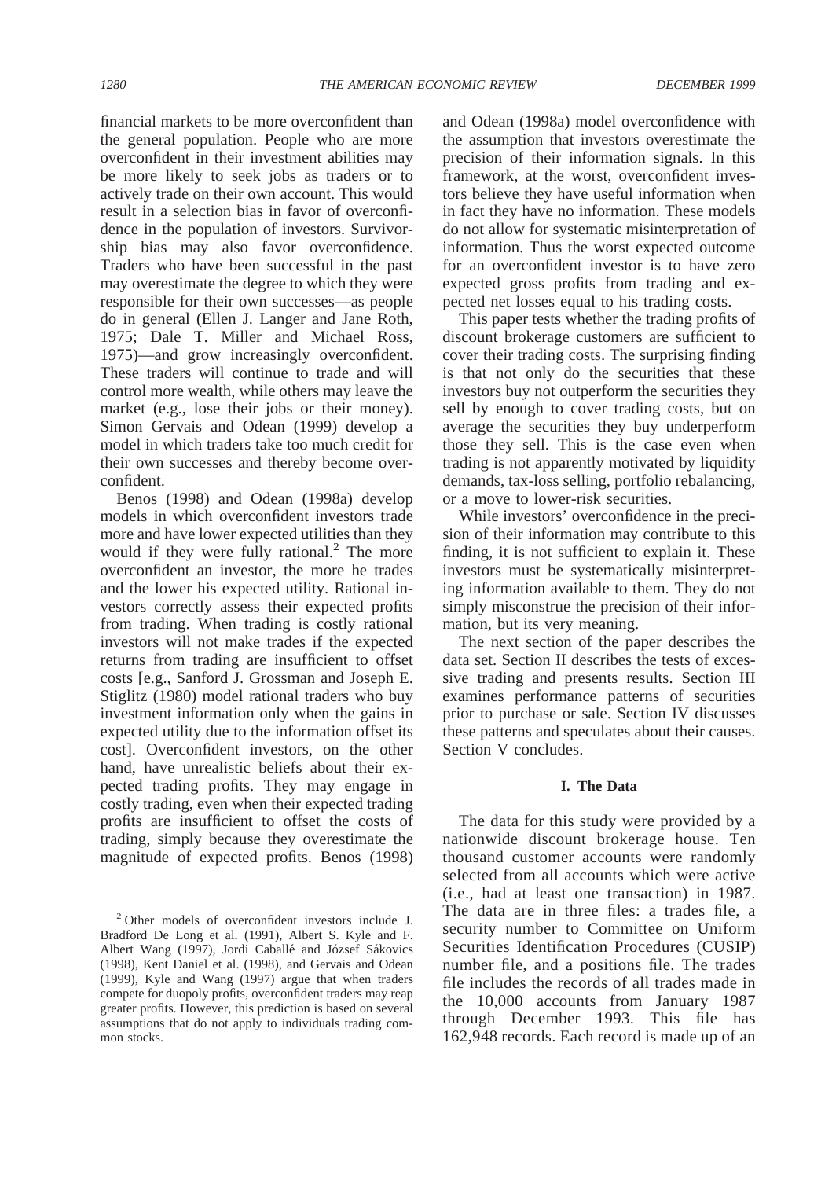financial markets to be more overconfident than the general population. People who are more overconfident in their investment abilities may be more likely to seek jobs as traders or to actively trade on their own account. This would result in a selection bias in favor of overconfidence in the population of investors. Survivorship bias may also favor overconfidence. Traders who have been successful in the past may overestimate the degree to which they were responsible for their own successes—as people do in general (Ellen J. Langer and Jane Roth, 1975; Dale T. Miller and Michael Ross, 1975)—and grow increasingly overconfident. These traders will continue to trade and will control more wealth, while others may leave the market (e.g., lose their jobs or their money). Simon Gervais and Odean (1999) develop a model in which traders take too much credit for their own successes and thereby become overconfident.

Benos (1998) and Odean (1998a) develop models in which overconfident investors trade more and have lower expected utilities than they would if they were fully rational.[2] The more overconfident an investor, the more he trades and the lower his expected utility. Rational investors correctly assess their expected profits from trading. When trading is costly rational investors will not make trades if the expected returns from trading are insufficient to offset costs [e.g., Sanford J. Grossman and Joseph E. Stiglitz (1980) model rational traders who buy investment information only when the gains in expected utility due to the information offset its cost]. Overconfident investors, on the other hand, have unrealistic beliefs about their expected trading profits. They may engage in costly trading, even when their expected trading profits are insufficient to offset the costs of trading, simply because they overestimate the magnitude of expected profits. Benos (1998) and Odean (1998a) model overconfidence with the assumption that investors overestimate the precision of their information signals. In this framework, at the worst, overconfident investors believe they have useful information when in fact they have no information. These models do not allow for systematic misinterpretation of information. Thus the worst expected outcome for an overconfident investor is to have zero expected gross profits from trading and expected net losses equal to his trading costs.

This paper tests whether the trading profits of discount brokerage customers are sufficient to cover their trading costs. The surprising finding is that not only do the securities that these investors buy not outperform the securities they sell by enough to cover trading costs, but on average the securities they buy underperform those they sell. This is the case even when trading is not apparently motivated by liquidity demands, tax-loss selling, portfolio rebalancing, or a move to lower-risk securities.

While investors' overconfidence in the precision of their information may contribute to this finding, it is not sufficient to explain it. These investors must be systematically misinterpreting information available to them. They do not simply misconstrue the precision of their information, but its very meaning.

The next section of the paper describes the data set. Section II describes the tests of excessive trading and presents results. Section III examines performance patterns of securities prior to purchase or sale. Section IV discusses these patterns and speculates about their causes. Section V concludes.

## I. The Data

The data for this study were provided by a nationwide discount brokerage house. Ten thousand customer accounts were randomly selected from all accounts which were active (i.e., had at least one transaction) in 1987. The data are in three files: a trades file, a security number to Committee on Uniform Securities Identification Procedures (CUSIP) number file, and a positions file. The trades file includes the records of all trades made in the 10,000 accounts from January 1987 through December 1993. This file has 162,948 records. Each record is made up of an

[2] Other models of overconfident investors include J. Bradford De Long et al. (1991), Albert S. Kyle and F. Albert Wang (1997), Jordi Caballé and József Sákovics (1998), Kent Daniel et al. (1998), and Gervais and Odean (1999), Kyle and Wang (1997) argue that when traders compete for duopoly profits, overconfident traders may reap greater profits. However, this prediction is based on several assumptions that do not apply to individuals trading common stocks.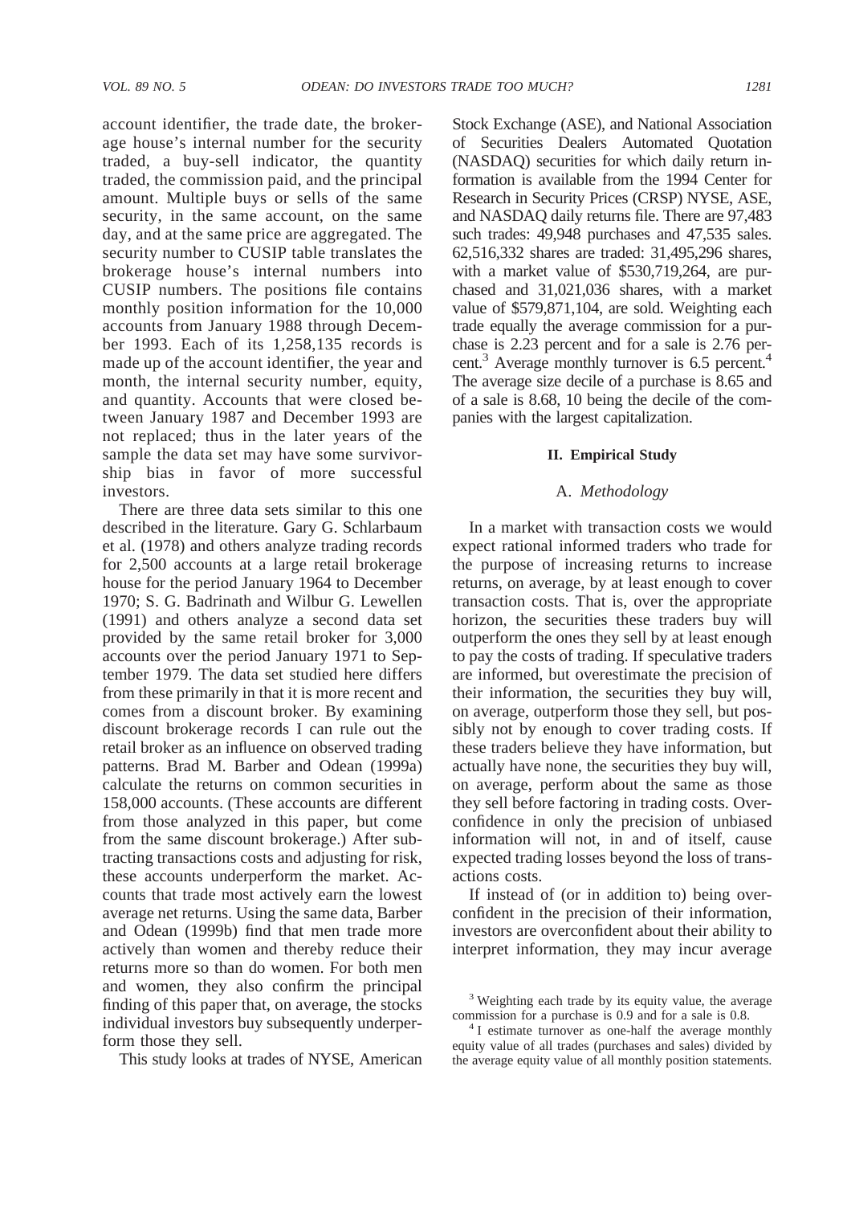account identifier, the trade date, the brokerage house's internal number for the security traded, a buy-sell indicator, the quantity traded, the commission paid, and the principal amount. Multiple buys or sells of the same security, in the same account, on the same day, and at the same price are aggregated. The security number to CUSIP table translates the brokerage house's internal numbers into CUSIP numbers. The positions file contains monthly position information for the 10,000 accounts from January 1988 through December 1993. Each of its 1,258,135 records is made up of the account identifier, the year and month, the internal security number, equity, and quantity. Accounts that were closed between January 1987 and December 1993 are not replaced; thus in the later years of the sample the data set may have some survivorship bias in favor of more successful investors.

There are three data sets similar to this one described in the literature. Gary G. Schlarbaum et al. (1978) and others analyze trading records for 2,500 accounts at a large retail brokerage house for the period January 1964 to December 1970; S. G. Badrinath and Wilbur G. Lewellen (1991) and others analyze a second data set provided by the same retail broker for 3,000 accounts over the period January 1971 to September 1979. The data set studied here differs from these primarily in that it is more recent and comes from a discount broker. By examining discount brokerage records I can rule out the retail broker as an influence on observed trading patterns. Brad M. Barber and Odean (1999a) calculate the returns on common securities in 158,000 accounts. (These accounts are different from those analyzed in this paper, but come from the same discount brokerage.) After subtracting transactions costs and adjusting for risk, these accounts underperform the market. Accounts that trade most actively earn the lowest average net returns. Using the same data, Barber and Odean (1999b) find that men trade more actively than women and thereby reduce their returns more so than do women. For both men and women, they also confirm the principal finding of this paper that, on average, the stocks individual investors buy subsequently underperform those they sell.

This study looks at trades of NYSE, American Stock Exchange (ASE), and National Association of Securities Dealers Automated Quotation (NASDAQ) securities for which daily return information is available from the 1994 Center for Research in Security Prices (CRSP) NYSE, ASE, and NASDAQ daily returns file. There are 97,483 such trades: 49,948 purchases and 47,535 sales. 62,516,332 shares are traded: 31,495,296 shares, with a market value of $530,719,264, are purchased and 31,021,036 shares, with a market value of $579,871,104, are sold. Weighting each trade equally the average commission for a purchase is 2.23 percent and for a sale is 2.76 percent.[3] Average monthly turnover is 6.5 percent.[4] The average size decile of a purchase is 8.65 and of a sale is 8.68, 10 being the decile of the companies with the largest capitalization.

## II. Empirical Study

### A. *Methodology*

In a market with transaction costs we would expect rational informed traders who trade for the purpose of increasing returns to increase returns, on average, by at least enough to cover transaction costs. That is, over the appropriate horizon, the securities these traders buy will outperform the ones they sell by at least enough to pay the costs of trading. If speculative traders are informed, but overestimate the precision of their information, the securities they buy will, on average, outperform those they sell, but possibly not by enough to cover trading costs. If these traders believe they have information, but actually have none, the securities they buy will, on average, perform about the same as those they sell before factoring in trading costs. Overconfidence in only the precision of unbiased information will not, in and of itself, cause expected trading losses beyond the loss of transactions costs.

If instead of (or in addition to) being overconfident in the precision of their information, investors are overconfident about their ability to interpret information, they may incur average

[3] Weighting each trade by its equity value, the average commission for a purchase is 0.9 and for a sale is 0.8.

[4] I estimate turnover as one-half the average monthly equity value of all trades (purchases and sales) divided by the average equity value of all monthly position statements.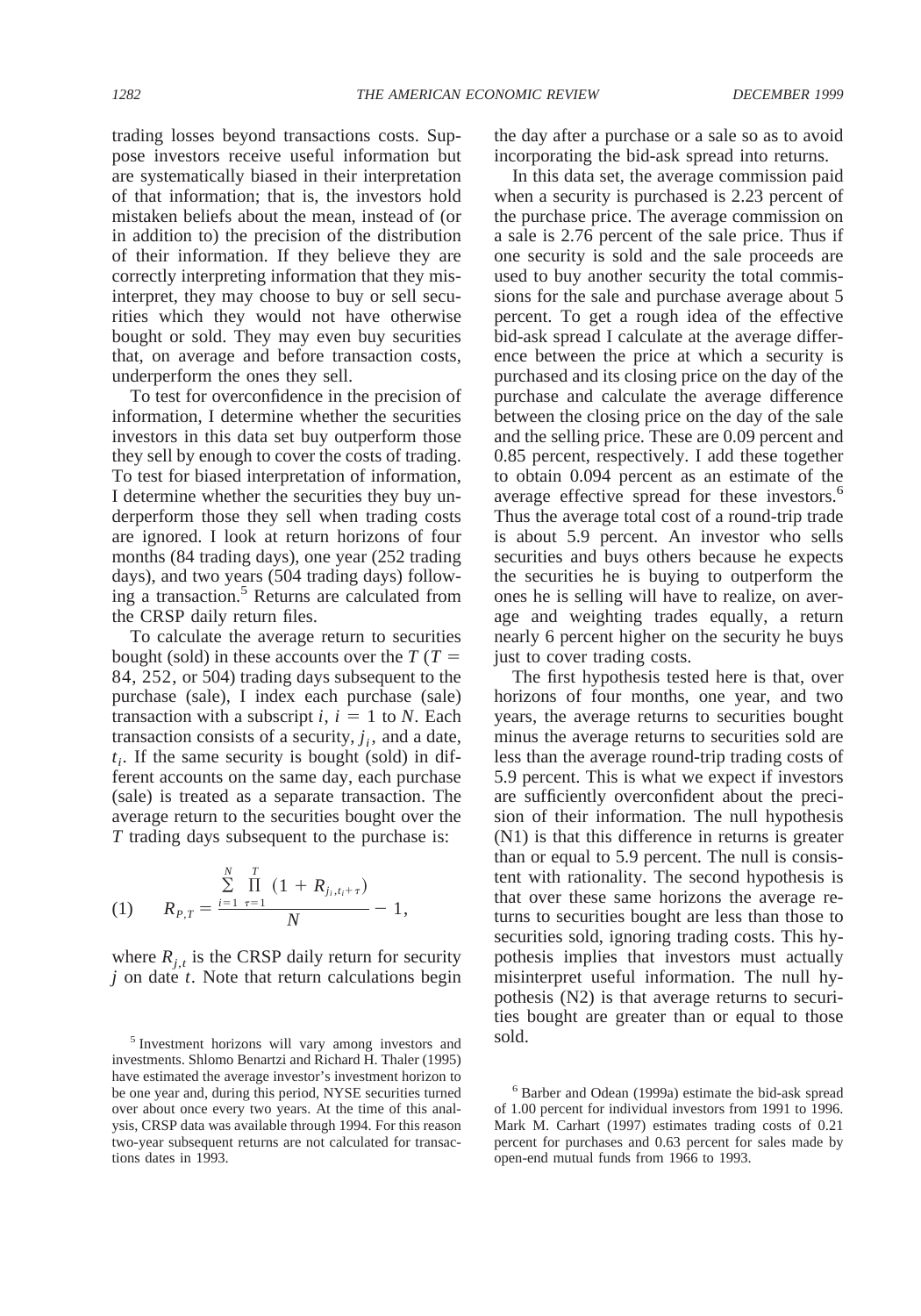trading losses beyond transactions costs. Suppose investors receive useful information but are systematically biased in their interpretation of that information; that is, the investors hold mistaken beliefs about the mean, instead of (or in addition to) the precision of the distribution of their information. If they believe they are correctly interpreting information that they misinterpret, they may choose to buy or sell securities which they would not have otherwise bought or sold. They may even buy securities that, on average and before transaction costs, underperform the ones they sell.

To test for overconfidence in the precision of information, I determine whether the securities investors in this data set buy outperform those they sell by enough to cover the costs of trading. To test for biased interpretation of information, I determine whether the securities they buy underperform those they sell when trading costs are ignored. I look at return horizons of four months (84 trading days), one year (252 trading days), and two years (504 trading days) following a transaction.[5] Returns are calculated from the CRSP daily return files.

To calculate the average return to securities bought (sold) in these accounts over the $T$ ($T = 84, 252$, or 504) trading days subsequent to the purchase (sale), I index each purchase (sale) transaction with a subscript $i$, $i = 1$ to $N$. Each transaction consists of a security, $j_i$, and a date, $t_i$. If the same security is bought (sold) in different accounts on the same day, each purchase (sale) is treated as a separate transaction. The average return to the securities bought over the $T$ trading days subsequent to the purchase is:

$$(1) \qquad R_{P,T} = \frac{\sum_{i=1}^{N} \prod_{\tau=1}^{T} (1 + R_{j_i, t_i + \tau})}{N} - 1,$$

where $R_{j,t}$ is the CRSP daily return for security $j$ on date $t$. Note that return calculations begin the day after a purchase or a sale so as to avoid incorporating the bid-ask spread into returns.

In this data set, the average commission paid when a security is purchased is 2.23 percent of the purchase price. The average commission on a sale is 2.76 percent of the sale price. Thus if one security is sold and the sale proceeds are used to buy another security the total commissions for the sale and purchase average about 5 percent. To get a rough idea of the effective bid-ask spread I calculate at the average difference between the price at which a security is purchased and its closing price on the day of the purchase and calculate the average difference between the closing price on the day of the sale and the selling price. These are 0.09 percent and 0.85 percent, respectively. I add these together to obtain 0.094 percent as an estimate of the average effective spread for these investors.[6] Thus the average total cost of a round-trip trade is about 5.9 percent. An investor who sells securities and buys others because he expects the securities he is buying to outperform the ones he is selling will have to realize, on average and weighting trades equally, a return nearly 6 percent higher on the security he buys just to cover trading costs.

The first hypothesis tested here is that, over horizons of four months, one year, and two years, the average returns to securities bought minus the average returns to securities sold are less than the average round-trip trading costs of 5.9 percent. This is what we expect if investors are sufficiently overconfident about the precision of their information. The null hypothesis (N1) is that this difference in returns is greater than or equal to 5.9 percent. The null is consistent with rationality. The second hypothesis is that over these same horizons the average returns to securities bought are less than those to securities sold, ignoring trading costs. This hypothesis implies that investors must actually misinterpret useful information. The null hypothesis (N2) is that average returns to securities bought are greater than or equal to those sold.

[5] Investment horizons will vary among investors and investments. Shlomo Benartzi and Richard H. Thaler (1995) have estimated the average investor's investment horizon to be one year and, during this period, NYSE securities turned over about once every two years. At the time of this analysis, CRSP data was available through 1994. For this reason two-year subsequent returns are not calculated for transactions dates in 1993.

[6] Barber and Odean (1999a) estimate the bid-ask spread of 1.00 percent for individual investors from 1991 to 1996. Mark M. Carhart (1997) estimates trading costs of 0.21 percent for purchases and 0.63 percent for sales made by open-end mutual funds from 1966 to 1993.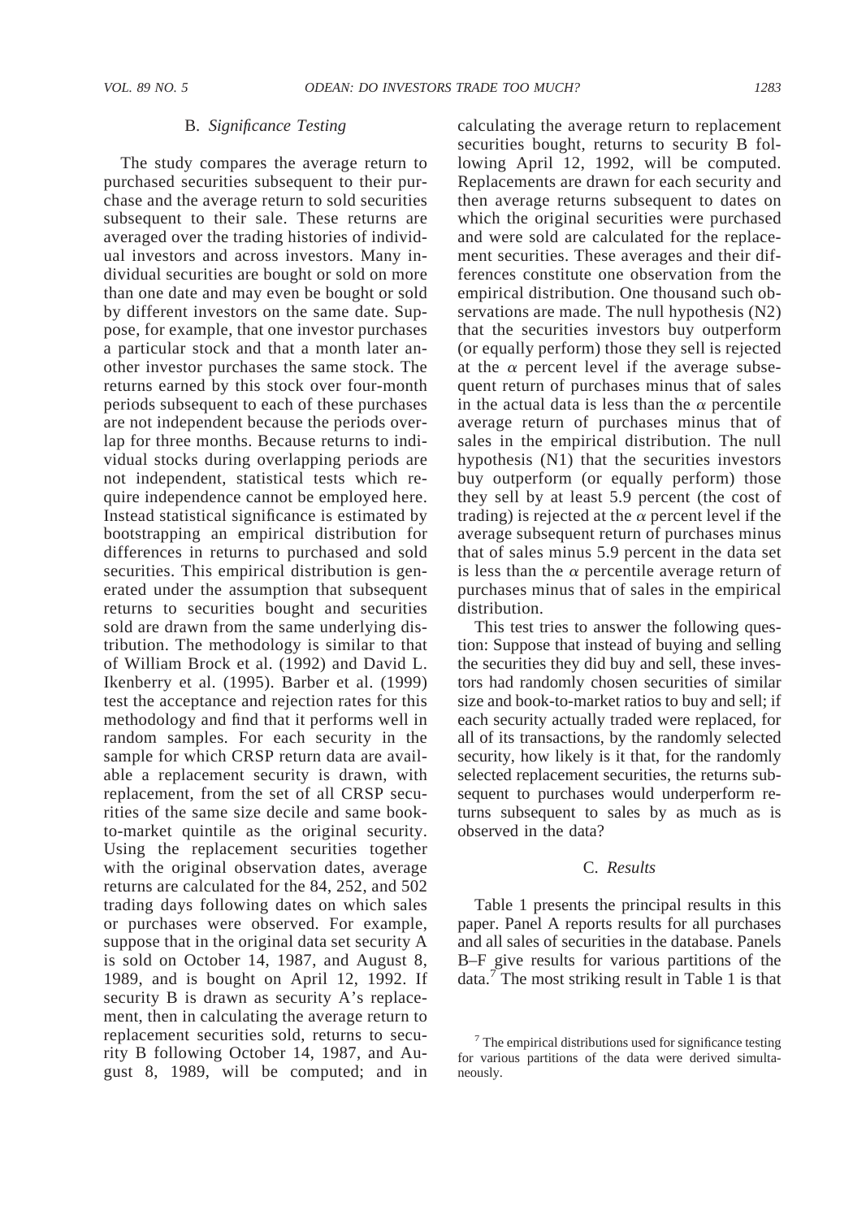### B. *Significance Testing*

The study compares the average return to purchased securities subsequent to their purchase and the average return to sold securities subsequent to their sale. These returns are averaged over the trading histories of individual investors and across investors. Many individual securities are bought or sold on more than one date and may even be bought or sold by different investors on the same date. Suppose, for example, that one investor purchases a particular stock and that a month later another investor purchases the same stock. The returns earned by this stock over four-month periods subsequent to each of these purchases are not independent because the periods overlap for three months. Because returns to individual stocks during overlapping periods are not independent, statistical tests which require independence cannot be employed here. Instead statistical significance is estimated by bootstrapping an empirical distribution for differences in returns to purchased and sold securities. This empirical distribution is generated under the assumption that subsequent returns to securities bought and securities sold are drawn from the same underlying distribution. The methodology is similar to that of William Brock et al. (1992) and David L. Ikenberry et al. (1995). Barber et al. (1999) test the acceptance and rejection rates for this methodology and find that it performs well in random samples. For each security in the sample for which CRSP return data are available a replacement security is drawn, with replacement, from the set of all CRSP securities of the same size decile and same book-to-market quintile as the original security. Using the replacement securities together with the original observation dates, average returns are calculated for the 84, 252, and 502 trading days following dates on which sales or purchases were observed. For example, suppose that in the original data set security A is sold on October 14, 1987, and August 8, 1989, and is bought on April 12, 1992. If security B is drawn as security A's replacement, then in calculating the average return to replacement securities sold, returns to security B following October 14, 1987, and August 8, 1989, will be computed; and in calculating the average return to replacement securities bought, returns to security B following April 12, 1992, will be computed. Replacements are drawn for each security and then average returns subsequent to dates on which the original securities were purchased and were sold are calculated for the replacement securities. These averages and their differences constitute one observation from the empirical distribution. One thousand such observations are made. The null hypothesis (N2) that the securities investors buy outperform (or equally perform) those they sell is rejected at the $\alpha$ percent level if the average subsequent return of purchases minus that of sales in the actual data is less than the $\alpha$ percentile average return of purchases minus that of sales in the empirical distribution. The null hypothesis (N1) that the securities investors buy outperform (or equally perform) those they sell by at least 5.9 percent (the cost of trading) is rejected at the $\alpha$ percent level if the average subsequent return of purchases minus that of sales minus 5.9 percent in the data set is less than the $\alpha$ percentile average return of purchases minus that of sales in the empirical distribution.

This test tries to answer the following question: Suppose that instead of buying and selling the securities they did buy and sell, these investors had randomly chosen securities of similar size and book-to-market ratios to buy and sell; if each security actually traded were replaced, for all of its transactions, by the randomly selected security, how likely is it that, for the randomly selected replacement securities, the returns subsequent to purchases would underperform returns subsequent to sales by as much as is observed in the data?

### C. *Results*

Table 1 presents the principal results in this paper. Panel A reports results for all purchases and all sales of securities in the database. Panels B–F give results for various partitions of the data.[7] The most striking result in Table 1 is that

[7] The empirical distributions used for significance testing for various partitions of the data were derived simultaneously.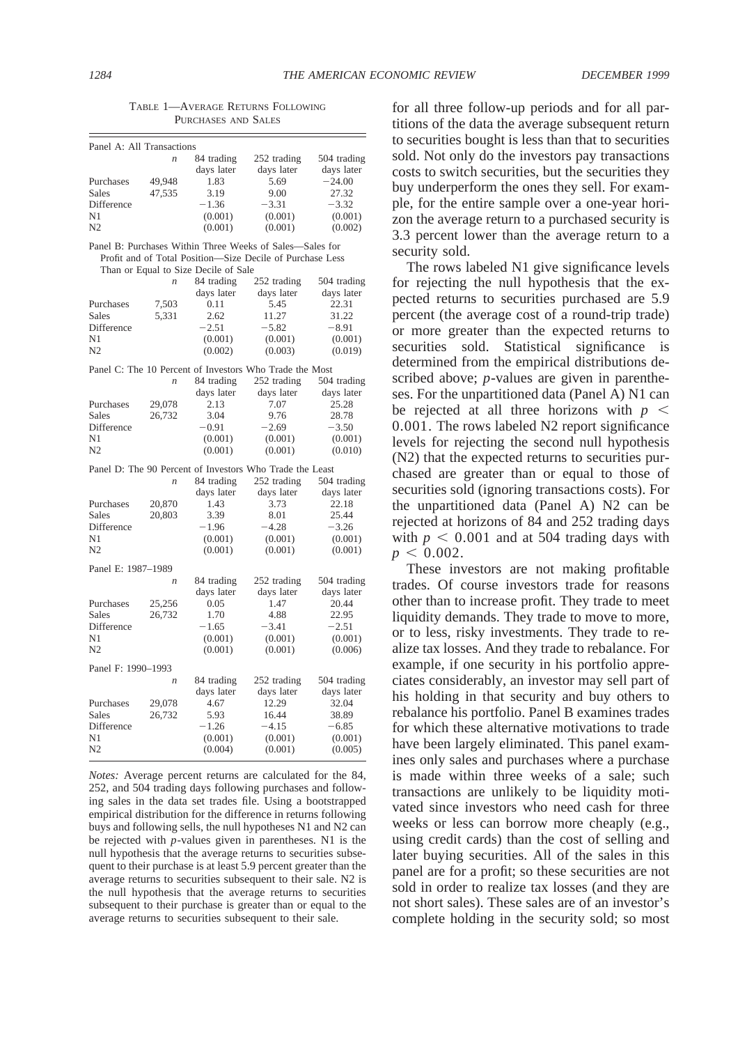TABLE 1—AVERAGE RETURNS FOLLOWING PURCHASES AND SALES

| | $n$ | 84 trading days later | 252 trading days later | 504 trading days later |
|---|---|---|---|---|
| **Panel A: All Transactions** | | | | |
| Purchases | 49,948 | 1.83 | 5.69 | −24.00 |
| Sales | 47,535 | 3.19 | 9.00 | 27.32 |
| Difference | | −1.36 | −3.31 | −3.32 |
| N1 | | (0.001) | (0.001) | (0.001) |
| N2 | | (0.001) | (0.001) | (0.002) |
| **Panel B: Purchases Within Three Weeks of Sales—Sales for Profit and of Total Position—Size Decile of Purchase Less Than or Equal to Size Decile of Sale** | | | | |
| Purchases | 7,503 | 0.11 | 5.45 | 22.31 |
| Sales | 5,331 | 2.62 | 11.27 | 31.22 |
| Difference | | −2.51 | −5.82 | −8.91 |
| N1 | | (0.001) | (0.001) | (0.001) |
| N2 | | (0.002) | (0.003) | (0.019) |
| **Panel C: The 10 Percent of Investors Who Trade the Most** | | | | |
| Purchases | 29,078 | 2.13 | 7.07 | 25.28 |
| Sales | 26,732 | 3.04 | 9.76 | 28.78 |
| Difference | | −0.91 | −2.69 | −3.50 |
| N1 | | (0.001) | (0.001) | (0.001) |
| N2 | | (0.001) | (0.001) | (0.010) |
| **Panel D: The 90 Percent of Investors Who Trade the Least** | | | | |
| Purchases | 20,870 | 1.43 | 3.73 | 22.18 |
| Sales | 20,803 | 3.39 | 8.01 | 25.44 |
| Difference | | −1.96 | −4.28 | −3.26 |
| N1 | | (0.001) | (0.001) | (0.001) |
| N2 | | (0.001) | (0.001) | (0.001) |
| **Panel E: 1987–1989** | | | | |
| Purchases | 25,256 | 0.05 | 1.47 | 20.44 |
| Sales | 26,732 | 1.70 | 4.88 | 22.95 |
| Difference | | −1.65 | −3.41 | −2.51 |
| N1 | | (0.001) | (0.001) | (0.001) |
| N2 | | (0.001) | (0.001) | (0.006) |
| **Panel F: 1990–1993** | | | | |
| Purchases | 29,078 | 4.67 | 12.29 | 32.04 |
| Sales | 26,732 | 5.93 | 16.44 | 38.89 |
| Difference | | −1.26 | −4.15 | −6.85 |
| N1 | | (0.001) | (0.001) | (0.001) |
| N2 | | (0.004) | (0.001) | (0.005) |

*Notes:* Average percent returns are calculated for the 84, 252, and 504 trading days following purchases and following sales in the data set trades file. Using a bootstrapped empirical distribution for the difference in returns following buys and following sells, the null hypotheses N1 and N2 can be rejected with *p*-values given in parentheses. N1 is the null hypothesis that the average returns to securities subsequent to their purchase is at least 5.9 percent greater than the average returns to securities subsequent to their sale. N2 is the null hypothesis that the average returns to securities subsequent to their purchase is greater than or equal to the average returns to securities subsequent to their sale.

for all three follow-up periods and for all partitions of the data the average subsequent return to securities bought is less than that to securities sold. Not only do the investors pay transactions costs to switch securities, but the securities they buy underperform the ones they sell. For example, for the entire sample over a one-year horizon the average return to a purchased security is 3.3 percent lower than the average return to a security sold.

The rows labeled N1 give significance levels for rejecting the null hypothesis that the expected returns to securities purchased are 5.9 percent (the average cost of a round-trip trade) or more greater than the expected returns to securities sold. Statistical significance is determined from the empirical distributions described above; *p*-values are given in parentheses. For the unpartitioned data (Panel A) N1 can be rejected at all three horizons with $p < 0.001$. The rows labeled N2 report significance levels for rejecting the second null hypothesis (N2) that the expected returns to securities purchased are greater than or equal to those of securities sold (ignoring transactions costs). For the unpartitioned data (Panel A) N2 can be rejected at horizons of 84 and 252 trading days with $p < 0.001$ and at 504 trading days with $p < 0.002$.

These investors are not making profitable trades. Of course investors trade for reasons other than to increase profit. They trade to meet liquidity demands. They trade to move to more, or to less, risky investments. They trade to realize tax losses. And they trade to rebalance. For example, if one security in his portfolio appreciates considerably, an investor may sell part of his holding in that security and buy others to rebalance his portfolio. Panel B examines trades for which these alternative motivations to trade have been largely eliminated. This panel examines only sales and purchases where a purchase is made within three weeks of a sale; such transactions are unlikely to be liquidity motivated since investors who need cash for three weeks or less can borrow more cheaply (e.g., using credit cards) than the cost of selling and later buying securities. All of the sales in this panel are for a profit; so these securities are not sold in order to realize tax losses (and they are not short sales). These sales are of an investor's complete holding in the security sold; so most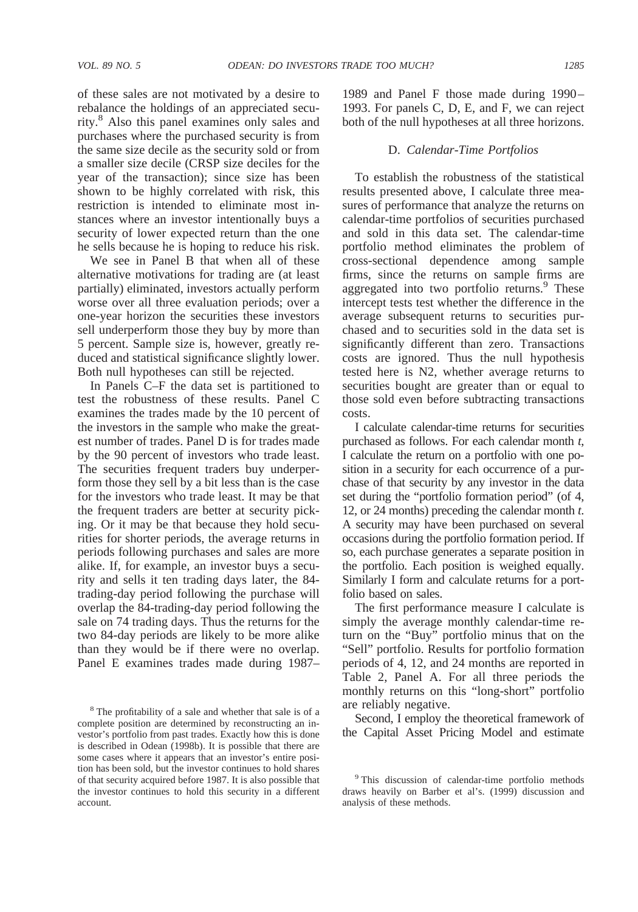of these sales are not motivated by a desire to rebalance the holdings of an appreciated security.[8] Also this panel examines only sales and purchases where the purchased security is from the same size decile as the security sold or from a smaller size decile (CRSP size deciles for the year of the transaction); since size has been shown to be highly correlated with risk, this restriction is intended to eliminate most instances where an investor intentionally buys a security of lower expected return than the one he sells because he is hoping to reduce his risk.

We see in Panel B that when all of these alternative motivations for trading are (at least partially) eliminated, investors actually perform worse over all three evaluation periods; over a one-year horizon the securities these investors sell underperform those they buy by more than 5 percent. Sample size is, however, greatly reduced and statistical significance slightly lower. Both null hypotheses can still be rejected.

In Panels C–F the data set is partitioned to test the robustness of these results. Panel C examines the trades made by the 10 percent of the investors in the sample who make the greatest number of trades. Panel D is for trades made by the 90 percent of investors who trade least. The securities frequent traders buy underperform those they sell by a bit less than is the case for the investors who trade least. It may be that the frequent traders are better at security picking. Or it may be that because they hold securities for shorter periods, the average returns in periods following purchases and sales are more alike. If, for example, an investor buys a security and sells it ten trading days later, the 84-trading-day period following the purchase will overlap the 84-trading-day period following the sale on 74 trading days. Thus the returns for the two 84-day periods are likely to be more alike than they would be if there were no overlap. Panel E examines trades made during 1987–1989 and Panel F those made during 1990–1993. For panels C, D, E, and F, we can reject both of the null hypotheses at all three horizons.

### D. *Calendar-Time Portfolios*

To establish the robustness of the statistical results presented above, I calculate three measures of performance that analyze the returns on calendar-time portfolios of securities purchased and sold in this data set. The calendar-time portfolio method eliminates the problem of cross-sectional dependence among sample firms, since the returns on sample firms are aggregated into two portfolio returns.[9] These intercept tests test whether the difference in the average subsequent returns to securities purchased and to securities sold in the data set is significantly different than zero. Transactions costs are ignored. Thus the null hypothesis tested here is N2, whether average returns to securities bought are greater than or equal to those sold even before subtracting transactions costs.

I calculate calendar-time returns for securities purchased as follows. For each calendar month *t*, I calculate the return on a portfolio with one position in a security for each occurrence of a purchase of that security by any investor in the data set during the "portfolio formation period" (of 4, 12, or 24 months) preceding the calendar month *t*. A security may have been purchased on several occasions during the portfolio formation period. If so, each purchase generates a separate position in the portfolio. Each position is weighed equally. Similarly I form and calculate returns for a portfolio based on sales.

The first performance measure I calculate is simply the average monthly calendar-time return on the "Buy" portfolio minus that on the "Sell" portfolio. Results for portfolio formation periods of 4, 12, and 24 months are reported in Table 2, Panel A. For all three periods the monthly returns on this "long-short" portfolio are reliably negative.

Second, I employ the theoretical framework of the Capital Asset Pricing Model and estimate

[8] The profitability of a sale and whether that sale is of a complete position are determined by reconstructing an investor's portfolio from past trades. Exactly how this is done is described in Odean (1998b). It is possible that there are some cases where it appears that an investor's entire position has been sold, but the investor continues to hold shares of that security acquired before 1987. It is also possible that the investor continues to hold this security in a different account.

[9] This discussion of calendar-time portfolio methods draws heavily on Barber et al's. (1999) discussion and analysis of these methods.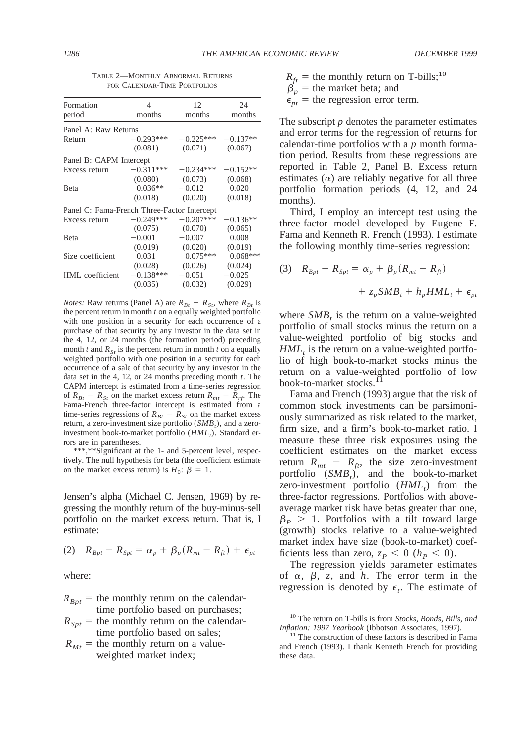TABLE 2—MONTHLY ABNORMAL RETURNS FOR CALENDAR-TIME PORTFOLIOS

| Formation period | 4 months | 12 months | 24 months |
|---|---|---|---|
| Panel A: Raw Returns | | | |
| Return | −0.293*** | −0.225*** | −0.137** |
| | (0.081) | (0.071) | (0.067) |
| Panel B: CAPM Intercept | | | |
| Excess return | −0.311*** | −0.234*** | −0.152** |
| | (0.080) | (0.073) | (0.068) |
| Beta | 0.036** | −0.012 | 0.020 |
| | (0.018) | (0.020) | (0.018) |
| Panel C: Fama-French Three-Factor Intercept | | | |
| Excess return | −0.249*** | −0.207*** | −0.136** |
| | (0.075) | (0.070) | (0.065) |
| Beta | −0.001 | −0.007 | 0.008 |
| | (0.019) | (0.020) | (0.019) |
| Size coefficient | 0.031 | 0.075*** | 0.068*** |
| | (0.028) | (0.026) | (0.024) |
| HML coefficient | −0.138*** | −0.051 | −0.025 |
| | (0.035) | (0.032) | (0.029) |

*Notes:* Raw returns (Panel A) are $R_{Bt} - R_{St}$, where $R_{Bt}$ is the percent return in month $t$ on a equally weighted portfolio with one position in a security for each occurrence of a purchase of that security by any investor in the data set in the 4, 12, or 24 months (the formation period) preceding month $t$ and $R_{St}$ is the percent return in month $t$ on a equally weighted portfolio with one position in a security for each occurrence of a sale of that security by any investor in the data set in the 4, 12, or 24 months preceding month $t$. The CAPM intercept is estimated from a time-series regression of $R_{Bt} - R_{St}$ on the market excess return $R_{mt} - R_{rf}$. The Fama-French three-factor intercept is estimated from a time-series regressions of $R_{Bt} - R_{St}$ on the market excess return, a zero-investment size portfolio ($SMB_t$), and a zero-investment book-to-market portfolio ($HML_t$). Standard errors are in parentheses.

***,**Significant at the 1- and 5-percent level, respectively. The null hypothesis for beta (the coefficient estimate on the market excess return) is $H_0$: $\beta = 1$.

Jensen's alpha (Michael C. Jensen, 1969) by regressing the monthly return of the buy-minus-sell portfolio on the market excess return. That is, I estimate:

$$(2) \quad R_{Bpt} - R_{Spt} = \alpha_p + \beta_p(R_{mt} - R_{ft}) + \epsilon_{pt}$$

where:

$R_{Bpt}$ = the monthly return on the calendar-time portfolio based on purchases;
$R_{Spt}$ = the monthly return on the calendar-time portfolio based on sales;
$R_{Mt}$ = the monthly return on a value-weighted market index;
$R_{ft}$ = the monthly return on T-bills;[10]
$\beta_p$ = the market beta; and
$\epsilon_{pt}$ = the regression error term.

The subscript $p$ denotes the parameter estimates and error terms for the regression of returns for calendar-time portfolios with a $p$ month formation period. Results from these regressions are reported in Table 2, Panel B. Excess return estimates ($\alpha$) are reliably negative for all three portfolio formation periods (4, 12, and 24 months).

Third, I employ an intercept test using the three-factor model developed by Eugene F. Fama and Kenneth R. French (1993). I estimate the following monthly time-series regression:

$$(3) \quad R_{Bpt} - R_{Spt} = \alpha_p + \beta_p(R_{mt} - R_{ft}) + z_p SMB_t + h_p HML_t + \epsilon_{pt}$$

where $SMB_t$ is the return on a value-weighted portfolio of small stocks minus the return on a value-weighted portfolio of big stocks and $HML_t$ is the return on a value-weighted portfolio of high book-to-market stocks minus the return on a value-weighted portfolio of low book-to-market stocks.[11]

Fama and French (1993) argue that the risk of common stock investments can be parsimoniously summarized as risk related to the market, firm size, and a firm's book-to-market ratio. I measure these three risk exposures using the coefficient estimates on the market excess return $R_{mt} - R_{ft}$, the size zero-investment portfolio ($SMB_t$), and the book-to-market zero-investment portfolio ($HML_t$) from the three-factor regressions. Portfolios with above-average market risk have betas greater than one, $\beta_P > 1$. Portfolios with a tilt toward large (growth) stocks relative to a value-weighted market index have size (book-to-market) coefficients less than zero, $z_P < 0$ ($h_P < 0$).

The regression yields parameter estimates of $\alpha$, $\beta$, $z$, and $h$. The error term in the regression is denoted by $\epsilon_t$. The estimate of

[10] The return on T-bills is from *Stocks, Bonds, Bills, and Inflation: 1997 Yearbook* (Ibbotson Associates, 1997).

[11] The construction of these factors is described in Fama and French (1993). I thank Kenneth French for providing these data.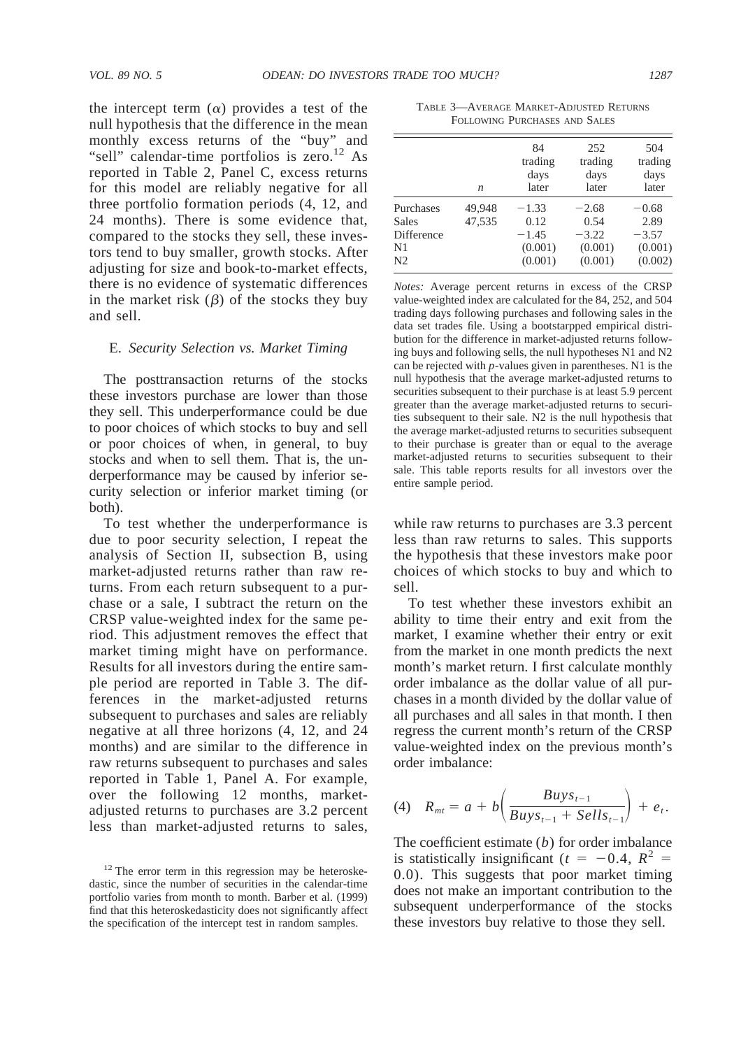the intercept term ($\alpha$) provides a test of the null hypothesis that the difference in the mean monthly excess returns of the "buy" and "sell" calendar-time portfolios is zero.[12] As reported in Table 2, Panel C, excess returns for this model are reliably negative for all three portfolio formation periods (4, 12, and 24 months). There is some evidence that, compared to the stocks they sell, these investors tend to buy smaller, growth stocks. After adjusting for size and book-to-market effects, there is no evidence of systematic differences in the market risk ($\beta$) of the stocks they buy and sell.

### E. *Security Selection vs. Market Timing*

The posttransaction returns of the stocks these investors purchase are lower than those they sell. This underperformance could be due to poor choices of which stocks to buy and sell or poor choices of when, in general, to buy stocks and when to sell them. That is, the underperformance may be caused by inferior security selection or inferior market timing (or both).

To test whether the underperformance is due to poor security selection, I repeat the analysis of Section II, subsection B, using market-adjusted returns rather than raw returns. From each return subsequent to a purchase or a sale, I subtract the return on the CRSP value-weighted index for the same period. This adjustment removes the effect that market timing might have on performance. Results for all investors during the entire sample period are reported in Table 3. The differences in the market-adjusted returns subsequent to purchases and sales are reliably negative at all three horizons (4, 12, and 24 months) and are similar to the difference in raw returns subsequent to purchases and sales reported in Table 1, Panel A. For example, over the following 12 months, market-adjusted returns to purchases are 3.2 percent less than market-adjusted returns to sales, while raw returns to purchases are 3.3 percent less than raw returns to sales. This supports the hypothesis that these investors make poor choices of which stocks to buy and which to sell.

TABLE 3—AVERAGE MARKET-ADJUSTED RETURNS FOLLOWING PURCHASES AND SALES

| | $n$ | 84 trading days later | 252 trading days later | 504 trading days later |
|---|---|---|---|---|
| Purchases | 49,948 | −1.33 | −2.68 | −0.68 |
| Sales | 47,535 | 0.12 | 0.54 | 2.89 |
| Difference | | −1.45 | −3.22 | −3.57 |
| N1 | | (0.001) | (0.001) | (0.001) |
| N2 | | (0.001) | (0.001) | (0.002) |

*Notes:* Average percent returns in excess of the CRSP value-weighted index are calculated for the 84, 252, and 504 trading days following purchases and following sales in the data set trades file. Using a bootstarpped empirical distribution for the difference in market-adjusted returns following buys and following sells, the null hypotheses N1 and N2 can be rejected with $p$-values given in parentheses. N1 is the null hypothesis that the average market-adjusted returns to securities subsequent to their purchase is at least 5.9 percent greater than the average market-adjusted returns to securities subsequent to their sale. N2 is the null hypothesis that the average market-adjusted returns to securities subsequent to their purchase is greater than or equal to the average market-adjusted returns to securities subsequent to their sale. This table reports results for all investors over the entire sample period.

To test whether these investors exhibit an ability to time their entry and exit from the market, I examine whether their entry or exit from the market in one month predicts the next month's market return. I first calculate monthly order imbalance as the dollar value of all purchases in a month divided by the dollar value of all purchases and all sales in that month. I then regress the current month's return of the CRSP value-weighted index on the previous month's order imbalance:

$$(4) \quad R_{mt} = a + b\left(\frac{Buys_{t-1}}{Buys_{t-1} + Sells_{t-1}}\right) + e_t.$$

The coefficient estimate ($b$) for order imbalance is statistically insignificant ($t = -0.4$, $R^2 = 0.0$). This suggests that poor market timing does not make an important contribution to the subsequent underperformance of the stocks these investors buy relative to those they sell.

[12] The error term in this regression may be heteroskedastic, since the number of securities in the calendar-time portfolio varies from month to month. Barber et al. (1999) find that this heteroskedasticity does not significantly affect the specification of the intercept test in random samples.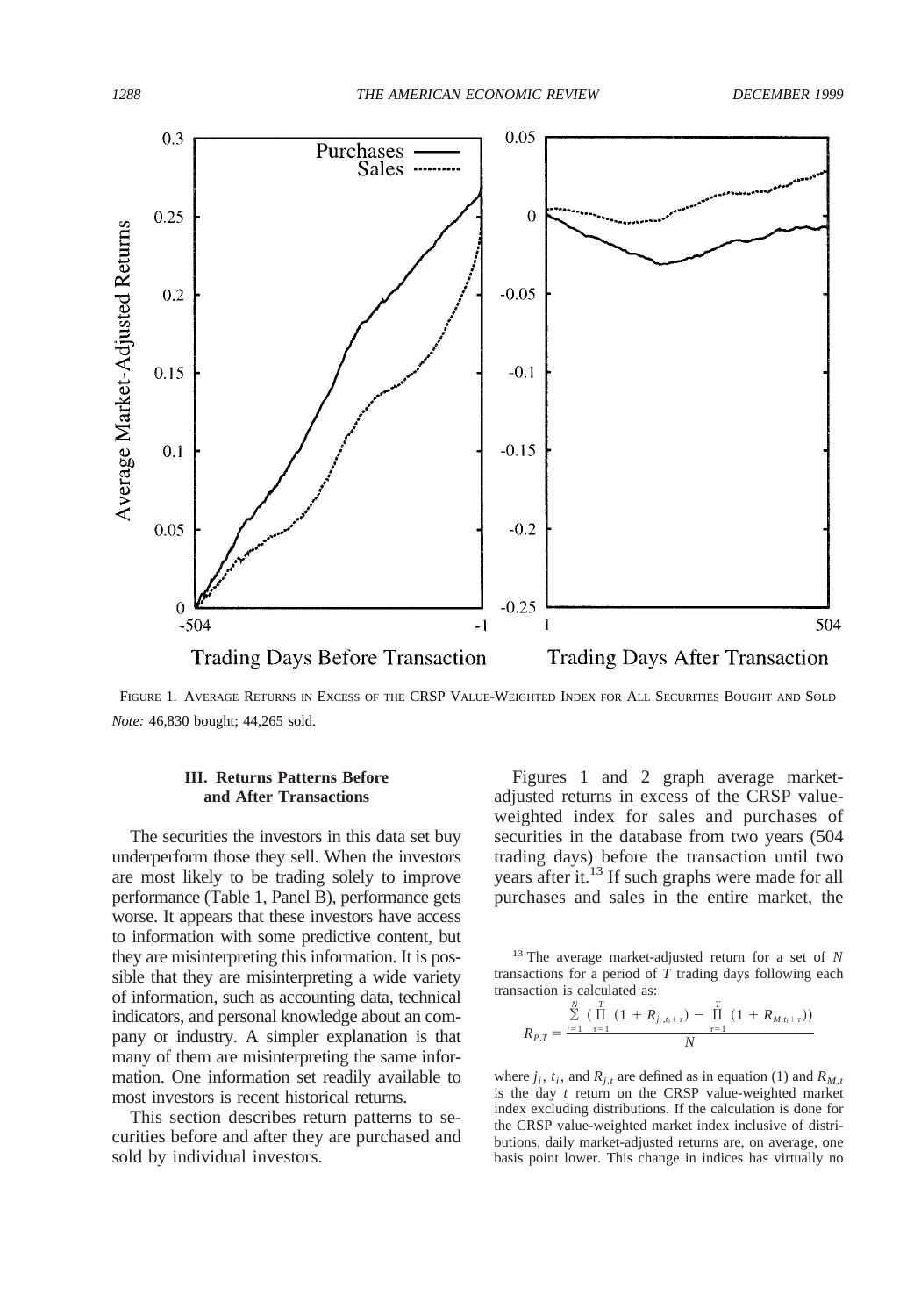FIGURE 1. AVERAGE RETURNS IN EXCESS OF THE CRSP VALUE-WEIGHTED INDEX FOR ALL SECURITIES BOUGHT AND SOLD

*Note:* 46,830 bought; 44,265 sold.

### III. Returns Patterns Before and After Transactions

The securities the investors in this data set buy underperform those they sell. When the investors are most likely to be trading solely to improve performance (Table 1, Panel B), performance gets worse. It appears that these investors have access to information with some predictive content, but they are misinterpreting this information. It is possible that they are misinterpreting a wide variety of information, such as accounting data, technical indicators, and personal knowledge about an company or industry. A simpler explanation is that many of them are misinterpreting the same information. One information set readily available to most investors is recent historical returns.

This section describes return patterns to securities before and after they are purchased and sold by individual investors.

Figures 1 and 2 graph average market-adjusted returns in excess of the CRSP value-weighted index for sales and purchases of securities in the database from two years (504 trading days) before the transaction until two years after it.[13] If such graphs were made for all purchases and sales in the entire market, the

[13] The average market-adjusted return for a set of $N$ transactions for a period of $T$ trading days following each transaction is calculated as:

$$R_{P,T} = \frac{\sum_{i=1}^{N} \left( \prod_{\tau=1}^{T} (1 + R_{j_i, t_i + \tau}) - \prod_{\tau=1}^{T} (1 + R_{M, t_i + \tau}) \right)}{N}$$

where $j_i$, $t_i$, and $R_{j,t}$ are defined as in equation (1) and $R_{M,t}$ is the day $t$ return on the CRSP value-weighted market index excluding distributions. If the calculation is done for the CRSP value-weighted market index inclusive of distributions, daily market-adjusted returns are, on average, one basis point lower. This change in indices has virtually no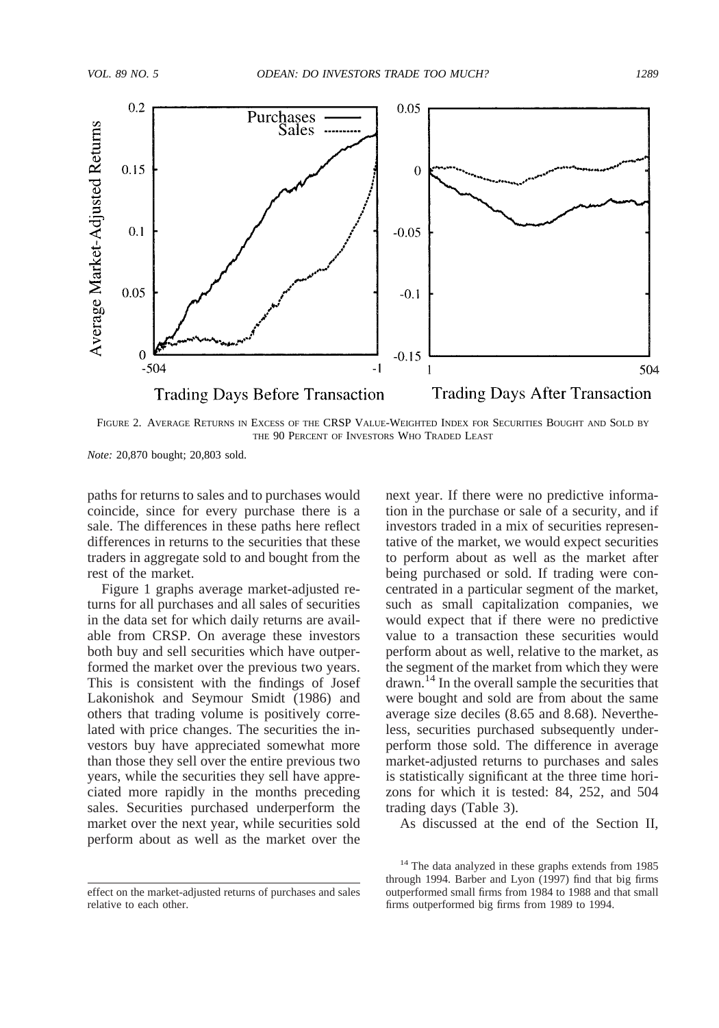0.2

Purchases

Sales

Average Market-Adjusted Returns

0.15

0.1

0.05

0

-504

-1

Trading Days Before Transaction

0.05

0

-0.05

-0.1

-0.15

1

504

Trading Days After Transaction

FIGURE 2. AVERAGE RETURNS IN EXCESS OF THE CRSP VALUE-WEIGHTED INDEX FOR SECURITIES BOUGHT AND SOLD BY THE 90 PERCENT OF INVESTORS WHO TRADED LEAST

*Note:* 20,870 bought; 20,803 sold.

paths for returns to sales and to purchases would coincide, since for every purchase there is a sale. The differences in these paths here reflect differences in returns to the securities that these traders in aggregate sold to and bought from the rest of the market.

Figure 1 graphs average market-adjusted returns for all purchases and all sales of securities in the data set for which daily returns are available from CRSP. On average these investors both buy and sell securities which have outperformed the market over the previous two years. This is consistent with the findings of Josef Lakonishok and Seymour Smidt (1986) and others that trading volume is positively correlated with price changes. The securities the investors buy have appreciated somewhat more than those they sell over the entire previous two years, while the securities they sell have appreciated more rapidly in the months preceding sales. Securities purchased underperform the market over the next year, while securities sold perform about as well as the market over the next year. If there were no predictive information in the purchase or sale of a security, and if investors traded in a mix of securities representative of the market, we would expect securities to perform about as well as the market after being purchased or sold. If trading were concentrated in a particular segment of the market, such as small capitalization companies, we would expect that if there were no predictive value to a transaction these securities would perform about as well, relative to the market, as the segment of the market from which they were drawn.[14] In the overall sample the securities that were bought and sold are from about the same average size deciles (8.65 and 8.68). Nevertheless, securities purchased subsequently underperform those sold. The difference in average market-adjusted returns to purchases and sales is statistically significant at the three time horizons for which it is tested: 84, 252, and 504 trading days (Table 3).

As discussed at the end of the Section II,

---

effect on the market-adjusted returns of purchases and sales relative to each other.

[14] The data analyzed in these graphs extends from 1985 through 1994. Barber and Lyon (1997) find that big firms outperformed small firms from 1984 to 1988 and that small firms outperformed big firms from 1989 to 1994.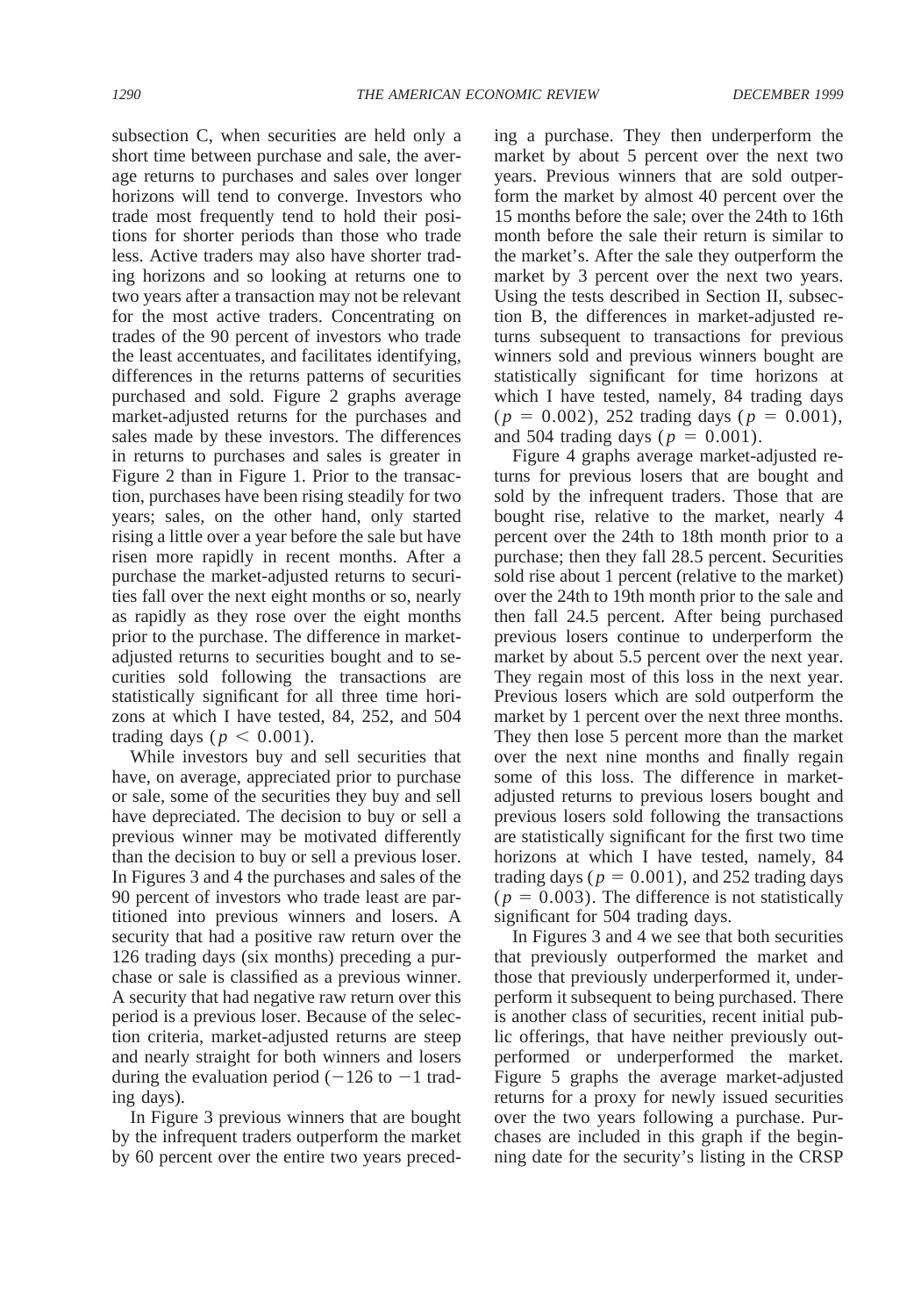subsection C, when securities are held only a short time between purchase and sale, the average returns to purchases and sales over longer horizons will tend to converge. Investors who trade most frequently tend to hold their positions for shorter periods than those who trade less. Active traders may also have shorter trading horizons and so looking at returns one to two years after a transaction may not be relevant for the most active traders. Concentrating on trades of the 90 percent of investors who trade the least accentuates, and facilitates identifying, differences in the returns patterns of securities purchased and sold. Figure 2 graphs average market-adjusted returns for the purchases and sales made by these investors. The differences in returns to purchases and sales is greater in Figure 2 than in Figure 1. Prior to the transaction, purchases have been rising steadily for two years; sales, on the other hand, only started rising a little over a year before the sale but have risen more rapidly in recent months. After a purchase the market-adjusted returns to securities fall over the next eight months or so, nearly as rapidly as they rose over the eight months prior to the purchase. The difference in market-adjusted returns to securities bought and to securities sold following the transactions are statistically significant for all three time horizons at which I have tested, 84, 252, and 504 trading days ($p < 0.001$).

While investors buy and sell securities that have, on average, appreciated prior to purchase or sale, some of the securities they buy and sell have depreciated. The decision to buy or sell a previous winner may be motivated differently than the decision to buy or sell a previous loser. In Figures 3 and 4 the purchases and sales of the 90 percent of investors who trade least are partitioned into previous winners and losers. A security that had a positive raw return over the 126 trading days (six months) preceding a purchase or sale is classified as a previous winner. A security that had negative raw return over this period is a previous loser. Because of the selection criteria, market-adjusted returns are steep and nearly straight for both winners and losers during the evaluation period ($-126$ to $-1$ trading days).

In Figure 3 previous winners that are bought by the infrequent traders outperform the market by 60 percent over the entire two years preceding a purchase. They then underperform the market by about 5 percent over the next two years. Previous winners that are sold outperform the market by almost 40 percent over the 15 months before the sale; over the 24th to 16th month before the sale their return is similar to the market's. After the sale they outperform the market by 3 percent over the next two years. Using the tests described in Section II, subsection B, the differences in market-adjusted returns subsequent to transactions for previous winners sold and previous winners bought are statistically significant for time horizons at which I have tested, namely, 84 trading days ($p = 0.002$), 252 trading days ($p = 0.001$), and 504 trading days ($p = 0.001$).

Figure 4 graphs average market-adjusted returns for previous losers that are bought and sold by the infrequent traders. Those that are bought rise, relative to the market, nearly 4 percent over the 24th to 18th month prior to a purchase; then they fall 28.5 percent. Securities sold rise about 1 percent (relative to the market) over the 24th to 19th month prior to the sale and then fall 24.5 percent. After being purchased previous losers continue to underperform the market by about 5.5 percent over the next year. They regain most of this loss in the next year. Previous losers which are sold outperform the market by 1 percent over the next three months. They then lose 5 percent more than the market over the next nine months and finally regain some of this loss. The difference in market-adjusted returns to previous losers bought and previous losers sold following the transactions are statistically significant for the first two time horizons at which I have tested, namely, 84 trading days ($p = 0.001$), and 252 trading days ($p = 0.003$). The difference is not statistically significant for 504 trading days.

In Figures 3 and 4 we see that both securities that previously outperformed the market and those that previously underperformed it, underperform it subsequent to being purchased. There is another class of securities, recent initial public offerings, that have neither previously outperformed or underperformed the market. Figure 5 graphs the average market-adjusted returns for a proxy for newly issued securities over the two years following a purchase. Purchases are included in this graph if the beginning date for the security's listing in the CRSP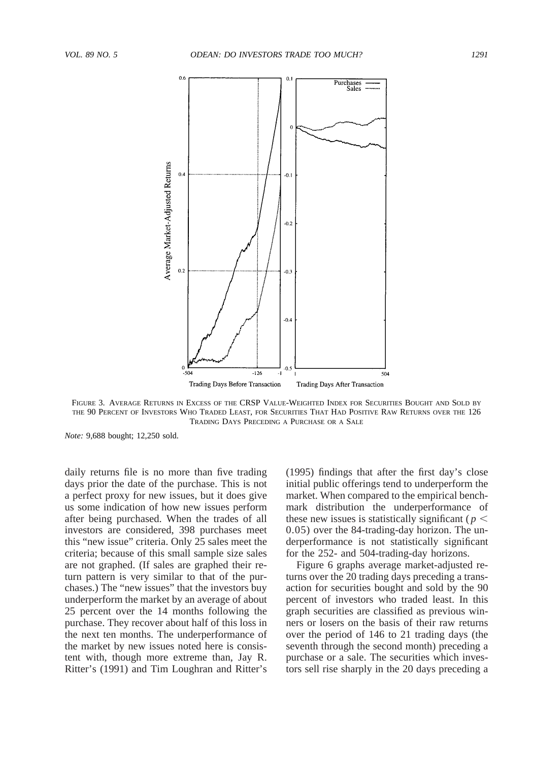FIGURE 3. AVERAGE RETURNS IN EXCESS OF THE CRSP VALUE-WEIGHTED INDEX FOR SECURITIES BOUGHT AND SOLD BY THE 90 PERCENT OF INVESTORS WHO TRADED LEAST, FOR SECURITIES THAT HAD POSITIVE RAW RETURNS OVER THE 126 TRADING DAYS PRECEDING A PURCHASE OR A SALE

*Note:* 9,688 bought; 12,250 sold.

daily returns file is no more than five trading days prior the date of the purchase. This is not a perfect proxy for new issues, but it does give us some indication of how new issues perform after being purchased. When the trades of all investors are considered, 398 purchases meet this "new issue" criteria. Only 25 sales meet the criteria; because of this small sample size sales are not graphed. (If sales are graphed their return pattern is very similar to that of the purchases.) The "new issues" that the investors buy underperform the market by an average of about 25 percent over the 14 months following the purchase. They recover about half of this loss in the next ten months. The underperformance of the market by new issues noted here is consistent with, though more extreme than, Jay R. Ritter's (1991) and Tim Loughran and Ritter's (1995) findings that after the first day's close initial public offerings tend to underperform the market. When compared to the empirical benchmark distribution the underperformance of these new issues is statistically significant ($p < 0.05$) over the 84-trading-day horizon. The underperformance is not statistically significant for the 252- and 504-trading-day horizons.

Figure 6 graphs average market-adjusted returns over the 20 trading days preceding a transaction for securities bought and sold by the 90 percent of investors who traded least. In this graph securities are classified as previous winners or losers on the basis of their raw returns over the period of 146 to 21 trading days (the seventh through the second month) preceding a purchase or a sale. The securities which investors sell rise sharply in the 20 days preceding a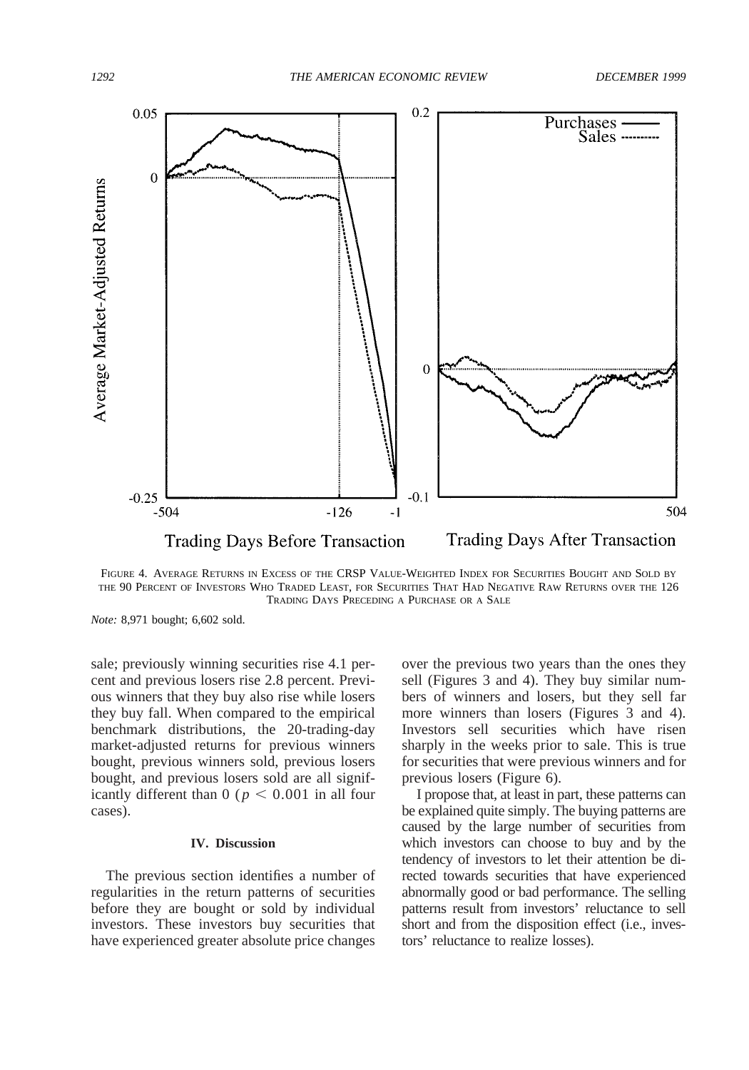FIGURE 4. AVERAGE RETURNS IN EXCESS OF THE CRSP VALUE-WEIGHTED INDEX FOR SECURITIES BOUGHT AND SOLD BY THE 90 PERCENT OF INVESTORS WHO TRADED LEAST, FOR SECURITIES THAT HAD NEGATIVE RAW RETURNS OVER THE 126 TRADING DAYS PRECEDING A PURCHASE OR A SALE

*Note:* 8,971 bought; 6,602 sold.

sale; previously winning securities rise 4.1 percent and previous losers rise 2.8 percent. Previous winners that they buy also rise while losers they buy fall. When compared to the empirical benchmark distributions, the 20-trading-day market-adjusted returns for previous winners bought, previous winners sold, previous losers bought, and previous losers sold are all significantly different than 0 ($p < 0.001$ in all four cases).

## IV. Discussion

The previous section identifies a number of regularities in the return patterns of securities before they are bought or sold by individual investors. These investors buy securities that have experienced greater absolute price changes over the previous two years than the ones they sell (Figures 3 and 4). They buy similar numbers of winners and losers, but they sell far more winners than losers (Figures 3 and 4). Investors sell securities which have risen sharply in the weeks prior to sale. This is true for securities that were previous winners and for previous losers (Figure 6).

I propose that, at least in part, these patterns can be explained quite simply. The buying patterns are caused by the large number of securities from which investors can choose to buy and by the tendency of investors to let their attention be directed towards securities that have experienced abnormally good or bad performance. The selling patterns result from investors' reluctance to sell short and from the disposition effect (i.e., investors' reluctance to realize losses).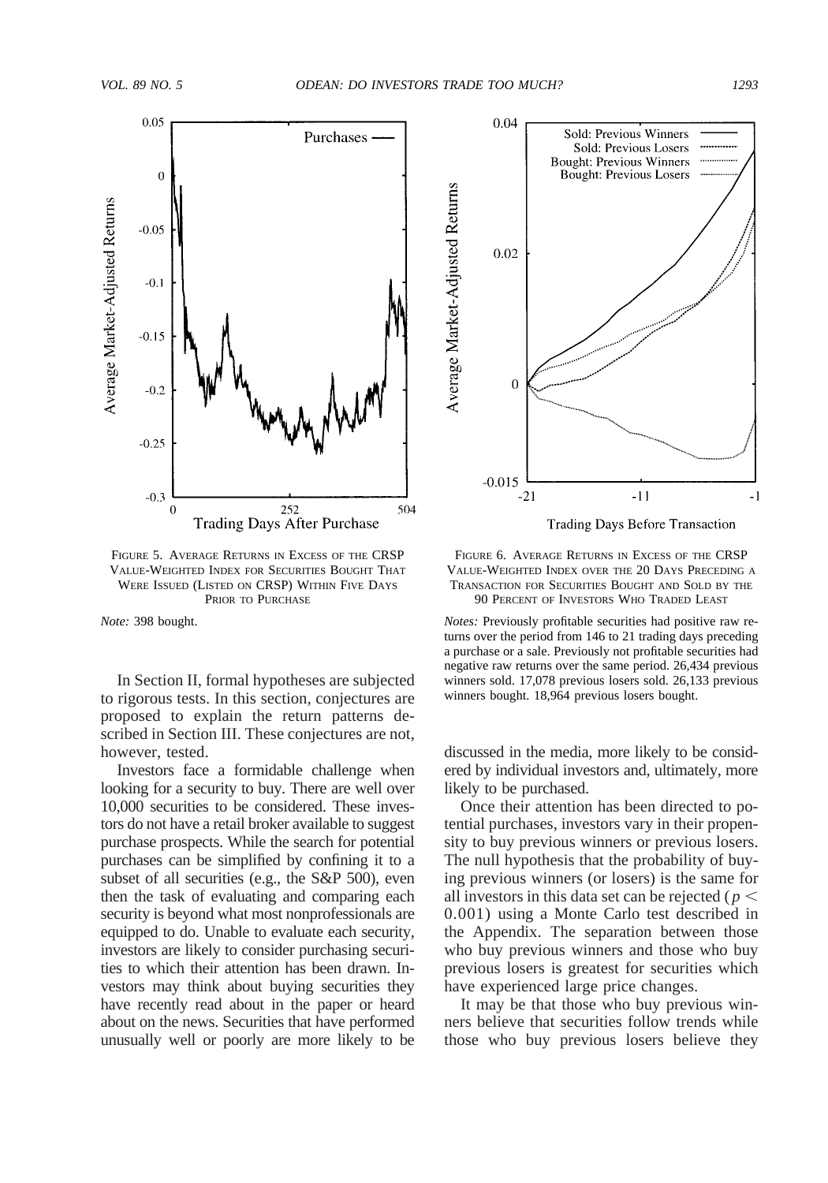0.05

Purchases

0

-0.05

-0.1

-0.15

-0.2

-0.25

-0.3

0

252

504

Average Market-Adjusted Returns

Trading Days After Purchase

FIGURE 5. AVERAGE RETURNS IN EXCESS OF THE CRSP VALUE-WEIGHTED INDEX FOR SECURITIES BOUGHT THAT WERE ISSUED (LISTED ON CRSP) WITHIN FIVE DAYS PRIOR TO PURCHASE

*Note:* 398 bought.

0.04

Sold: Previous Winners

Sold: Previous Losers

Bought: Previous Winners

Bought: Previous Losers

0.02

0

-0.015

-21

-11

-1

Average Market-Adjusted Returns

Trading Days Before Transaction

FIGURE 6. AVERAGE RETURNS IN EXCESS OF THE CRSP VALUE-WEIGHTED INDEX OVER THE 20 DAYS PRECEDING A TRANSACTION FOR SECURITIES BOUGHT AND SOLD BY THE 90 PERCENT OF INVESTORS WHO TRADED LEAST

*Notes:* Previously profitable securities had positive raw returns over the period from 146 to 21 trading days preceding a purchase or a sale. Previously not profitable securities had negative raw returns over the same period. 26,434 previous winners sold. 17,078 previous losers sold. 26,133 previous winners bought. 18,964 previous losers bought.

In Section II, formal hypotheses are subjected to rigorous tests. In this section, conjectures are proposed to explain the return patterns described in Section III. These conjectures are not, however, tested.

Investors face a formidable challenge when looking for a security to buy. There are well over 10,000 securities to be considered. These investors do not have a retail broker available to suggest purchase prospects. While the search for potential purchases can be simplified by confining it to a subset of all securities (e.g., the S&P 500), even then the task of evaluating and comparing each security is beyond what most nonprofessionals are equipped to do. Unable to evaluate each security, investors are likely to consider purchasing securities to which their attention has been drawn. Investors may think about buying securities they have recently read about in the paper or heard about on the news. Securities that have performed unusually well or poorly are more likely to be discussed in the media, more likely to be considered by individual investors and, ultimately, more likely to be purchased.

Once their attention has been directed to potential purchases, investors vary in their propensity to buy previous winners or previous losers. The null hypothesis that the probability of buying previous winners (or losers) is the same for all investors in this data set can be rejected ($p < 0.001$) using a Monte Carlo test described in the Appendix. The separation between those who buy previous winners and those who buy previous losers is greatest for securities which have experienced large price changes.

It may be that those who buy previous winners believe that securities follow trends while those who buy previous losers believe they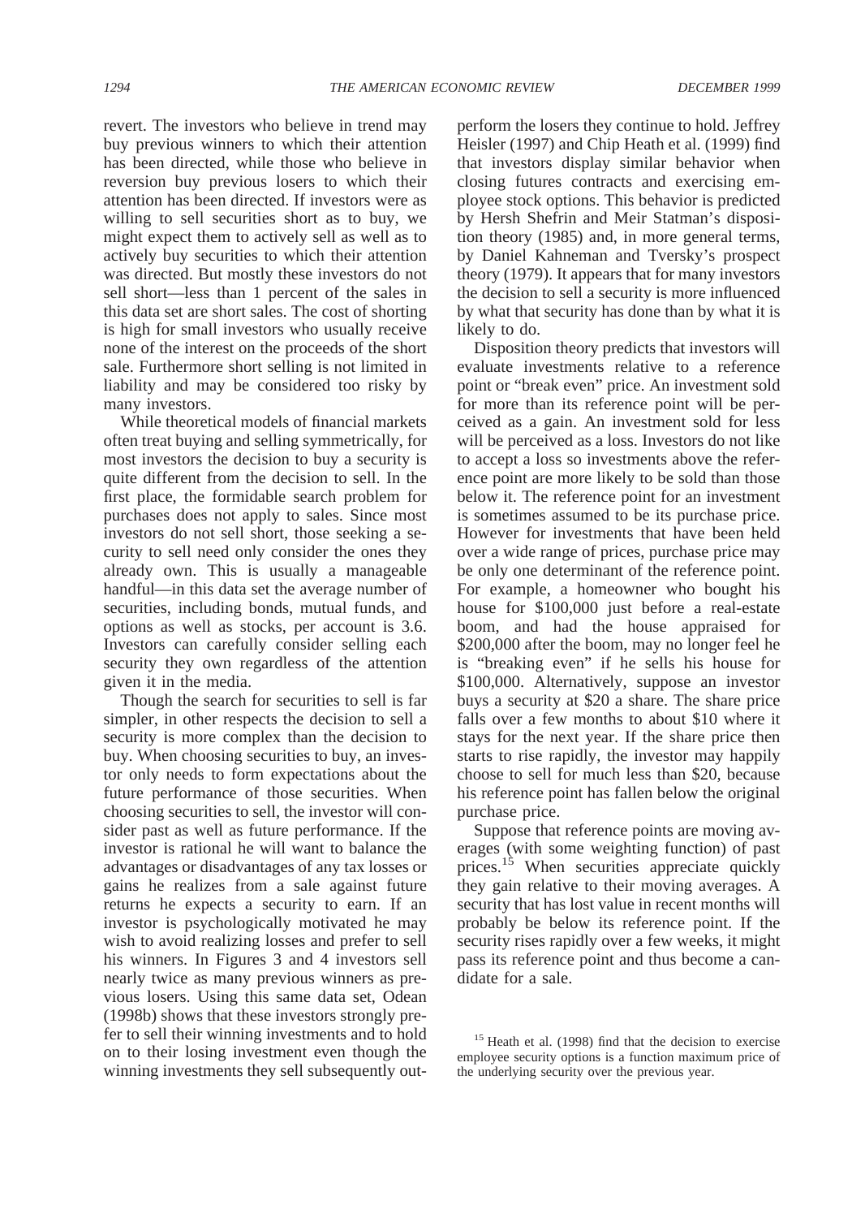revert. The investors who believe in trend may buy previous winners to which their attention has been directed, while those who believe in reversion buy previous losers to which their attention has been directed. If investors were as willing to sell securities short as to buy, we might expect them to actively sell as well as to actively buy securities to which their attention was directed. But mostly these investors do not sell short—less than 1 percent of the sales in this data set are short sales. The cost of shorting is high for small investors who usually receive none of the interest on the proceeds of the short sale. Furthermore short selling is not limited in liability and may be considered too risky by many investors.

While theoretical models of financial markets often treat buying and selling symmetrically, for most investors the decision to buy a security is quite different from the decision to sell. In the first place, the formidable search problem for purchases does not apply to sales. Since most investors do not sell short, those seeking a security to sell need only consider the ones they already own. This is usually a manageable handful—in this data set the average number of securities, including bonds, mutual funds, and options as well as stocks, per account is 3.6. Investors can carefully consider selling each security they own regardless of the attention given it in the media.

Though the search for securities to sell is far simpler, in other respects the decision to sell a security is more complex than the decision to buy. When choosing securities to buy, an investor only needs to form expectations about the future performance of those securities. When choosing securities to sell, the investor will consider past as well as future performance. If the investor is rational he will want to balance the advantages or disadvantages of any tax losses or gains he realizes from a sale against future returns he expects a security to earn. If an investor is psychologically motivated he may wish to avoid realizing losses and prefer to sell his winners. In Figures 3 and 4 investors sell nearly twice as many previous winners as previous losers. Using this same data set, Odean (1998b) shows that these investors strongly prefer to sell their winning investments and to hold on to their losing investment even though the winning investments they sell subsequently outperform the losers they continue to hold. Jeffrey Heisler (1997) and Chip Heath et al. (1999) find that investors display similar behavior when closing futures contracts and exercising employee stock options. This behavior is predicted by Hersh Shefrin and Meir Statman's disposition theory (1985) and, in more general terms, by Daniel Kahneman and Tversky's prospect theory (1979). It appears that for many investors the decision to sell a security is more influenced by what that security has done than by what it is likely to do.

Disposition theory predicts that investors will evaluate investments relative to a reference point or "break even" price. An investment sold for more than its reference point will be perceived as a gain. An investment sold for less will be perceived as a loss. Investors do not like to accept a loss so investments above the reference point are more likely to be sold than those below it. The reference point for an investment is sometimes assumed to be its purchase price. However for investments that have been held over a wide range of prices, purchase price may be only one determinant of the reference point. For example, a homeowner who bought his house for \$100,000 just before a real-estate boom, and had the house appraised for \$200,000 after the boom, may no longer feel he is "breaking even" if he sells his house for \$100,000. Alternatively, suppose an investor buys a security at \$20 a share. The share price falls over a few months to about \$10 where it stays for the next year. If the share price then starts to rise rapidly, the investor may happily choose to sell for much less than \$20, because his reference point has fallen below the original purchase price.

Suppose that reference points are moving averages (with some weighting function) of past prices.[15] When securities appreciate quickly they gain relative to their moving averages. A security that has lost value in recent months will probably be below its reference point. If the security rises rapidly over a few weeks, it might pass its reference point and thus become a candidate for a sale.

[15] Heath et al. (1998) find that the decision to exercise employee security options is a function maximum price of the underlying security over the previous year.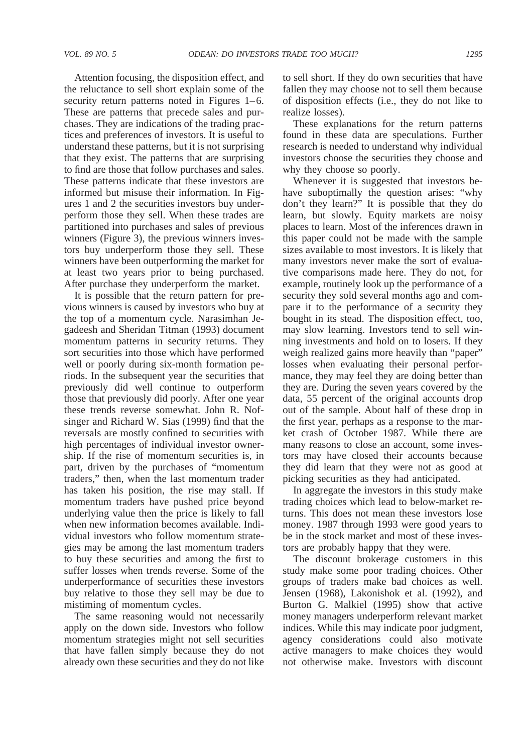Attention focusing, the disposition effect, and the reluctance to sell short explain some of the security return patterns noted in Figures 1–6. These are patterns that precede sales and purchases. They are indications of the trading practices and preferences of investors. It is useful to understand these patterns, but it is not surprising that they exist. The patterns that are surprising to find are those that follow purchases and sales. These patterns indicate that these investors are informed but misuse their information. In Figures 1 and 2 the securities investors buy underperform those they sell. When these trades are partitioned into purchases and sales of previous winners (Figure 3), the previous winners investors buy underperform those they sell. These winners have been outperforming the market for at least two years prior to being purchased. After purchase they underperform the market.

It is possible that the return pattern for previous winners is caused by investors who buy at the top of a momentum cycle. Narasimhan Jegadeesh and Sheridan Titman (1993) document momentum patterns in security returns. They sort securities into those which have performed well or poorly during six-month formation periods. In the subsequent year the securities that previously did well continue to outperform those that previously did poorly. After one year these trends reverse somewhat. John R. Nofsinger and Richard W. Sias (1999) find that the reversals are mostly confined to securities with high percentages of individual investor ownership. If the rise of momentum securities is, in part, driven by the purchases of "momentum traders," then, when the last momentum trader has taken his position, the rise may stall. If momentum traders have pushed price beyond underlying value then the price is likely to fall when new information becomes available. Individual investors who follow momentum strategies may be among the last momentum traders to buy these securities and among the first to suffer losses when trends reverse. Some of the underperformance of securities these investors buy relative to those they sell may be due to mistiming of momentum cycles.

The same reasoning would not necessarily apply on the down side. Investors who follow momentum strategies might not sell securities that have fallen simply because they do not already own these securities and they do not like to sell short. If they do own securities that have fallen they may choose not to sell them because of disposition effects (i.e., they do not like to realize losses).

These explanations for the return patterns found in these data are speculations. Further research is needed to understand why individual investors choose the securities they choose and why they choose so poorly.

Whenever it is suggested that investors behave suboptimally the question arises: "why don't they learn?" It is possible that they do learn, but slowly. Equity markets are noisy places to learn. Most of the inferences drawn in this paper could not be made with the sample sizes available to most investors. It is likely that many investors never make the sort of evaluative comparisons made here. They do not, for example, routinely look up the performance of a security they sold several months ago and compare it to the performance of a security they bought in its stead. The disposition effect, too, may slow learning. Investors tend to sell winning investments and hold on to losers. If they weigh realized gains more heavily than "paper" losses when evaluating their personal performance, they may feel they are doing better than they are. During the seven years covered by the data, 55 percent of the original accounts drop out of the sample. About half of these drop in the first year, perhaps as a response to the market crash of October 1987. While there are many reasons to close an account, some investors may have closed their accounts because they did learn that they were not as good at picking securities as they had anticipated.

In aggregate the investors in this study make trading choices which lead to below-market returns. This does not mean these investors lose money. 1987 through 1993 were good years to be in the stock market and most of these investors are probably happy that they were.

The discount brokerage customers in this study make some poor trading choices. Other groups of traders make bad choices as well. Jensen (1968), Lakonishok et al. (1992), and Burton G. Malkiel (1995) show that active money managers underperform relevant market indices. While this may indicate poor judgment, agency considerations could also motivate active managers to make choices they would not otherwise make. Investors with discount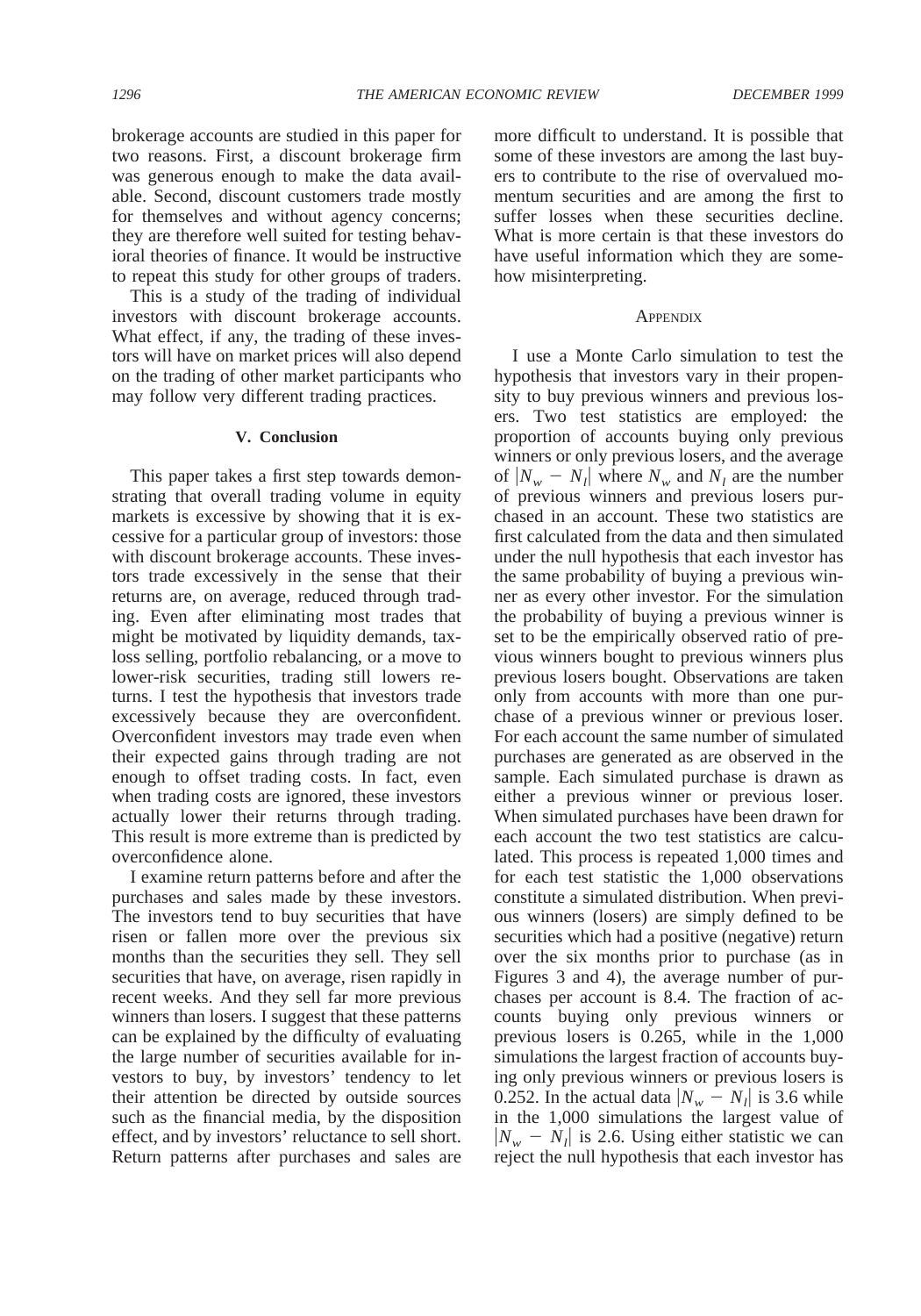brokerage accounts are studied in this paper for two reasons. First, a discount brokerage firm was generous enough to make the data available. Second, discount customers trade mostly for themselves and without agency concerns; they are therefore well suited for testing behavioral theories of finance. It would be instructive to repeat this study for other groups of traders.

This is a study of the trading of individual investors with discount brokerage accounts. What effect, if any, the trading of these investors will have on market prices will also depend on the trading of other market participants who may follow very different trading practices.

## V. Conclusion

This paper takes a first step towards demonstrating that overall trading volume in equity markets is excessive by showing that it is excessive for a particular group of investors: those with discount brokerage accounts. These investors trade excessively in the sense that their returns are, on average, reduced through trading. Even after eliminating most trades that might be motivated by liquidity demands, tax-loss selling, portfolio rebalancing, or a move to lower-risk securities, trading still lowers returns. I test the hypothesis that investors trade excessively because they are overconfident. Overconfident investors may trade even when their expected gains through trading are not enough to offset trading costs. In fact, even when trading costs are ignored, these investors actually lower their returns through trading. This result is more extreme than is predicted by overconfidence alone.

I examine return patterns before and after the purchases and sales made by these investors. The investors tend to buy securities that have risen or fallen more over the previous six months than the securities they sell. They sell securities that have, on average, risen rapidly in recent weeks. And they sell far more previous winners than losers. I suggest that these patterns can be explained by the difficulty of evaluating the large number of securities available for investors to buy, by investors' tendency to let their attention be directed by outside sources such as the financial media, by the disposition effect, and by investors' reluctance to sell short. Return patterns after purchases and sales are more difficult to understand. It is possible that some of these investors are among the last buyers to contribute to the rise of overvalued momentum securities and are among the first to suffer losses when these securities decline. What is more certain is that these investors do have useful information which they are somehow misinterpreting.

## Appendix

I use a Monte Carlo simulation to test the hypothesis that investors vary in their propensity to buy previous winners and previous losers. Two test statistics are employed: the proportion of accounts buying only previous winners or only previous losers, and the average of $|N_w - N_l|$ where $N_w$ and $N_l$ are the number of previous winners and previous losers purchased in an account. These two statistics are first calculated from the data and then simulated under the null hypothesis that each investor has the same probability of buying a previous winner as every other investor. For the simulation the probability of buying a previous winner is set to be the empirically observed ratio of previous winners bought to previous winners plus previous losers bought. Observations are taken only from accounts with more than one purchase of a previous winner or previous loser. For each account the same number of simulated purchases are generated as are observed in the sample. Each simulated purchase is drawn as either a previous winner or previous loser. When simulated purchases have been drawn for each account the two test statistics are calculated. This process is repeated 1,000 times and for each test statistic the 1,000 observations constitute a simulated distribution. When previous winners (losers) are simply defined to be securities which had a positive (negative) return over the six months prior to purchase (as in Figures 3 and 4), the average number of purchases per account is 8.4. The fraction of accounts buying only previous winners or previous losers is 0.265, while in the 1,000 simulations the largest fraction of accounts buying only previous winners or previous losers is 0.252. In the actual data $|N_w - N_l|$ is 3.6 while in the 1,000 simulations the largest value of $|N_w - N_l|$ is 2.6. Using either statistic we can reject the null hypothesis that each investor has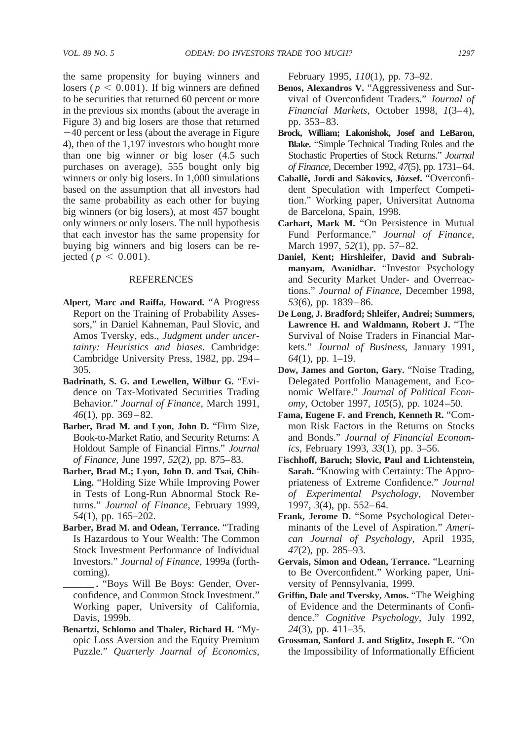the same propensity for buying winners and losers ($p < 0.001$). If big winners are defined to be securities that returned 60 percent or more in the previous six months (about the average in Figure 3) and big losers are those that returned −40 percent or less (about the average in Figure 4), then of the 1,197 investors who bought more than one big winner or big loser (4.5 such purchases on average), 555 bought only big winners or only big losers. In 1,000 simulations based on the assumption that all investors had the same probability as each other for buying big winners (or big losers), at most 457 bought only winners or only losers. The null hypothesis that each investor has the same propensity for buying big winners and big losers can be rejected ($p < 0.001$).

## REFERENCES

**Alpert, Marc and Raiffa, Howard.** "A Progress Report on the Training of Probability Assessors," in Daniel Kahneman, Paul Slovic, and Amos Tversky, eds., *Judgment under uncertainty: Heuristics and biases*. Cambridge: Cambridge University Press, 1982, pp. 294–305.

**Badrinath, S. G. and Lewellen, Wilbur G.** "Evidence on Tax-Motivated Securities Trading Behavior." *Journal of Finance*, March 1991, *46*(1), pp. 369–82.

**Barber, Brad M. and Lyon, John D.** "Firm Size, Book-to-Market Ratio, and Security Returns: A Holdout Sample of Financial Firms." *Journal of Finance*, June 1997, *52*(2), pp. 875–83.

**Barber, Brad M.; Lyon, John D. and Tsai, Chih-Ling.** "Holding Size While Improving Power in Tests of Long-Run Abnormal Stock Returns." *Journal of Finance*, February 1999, *54*(1), pp. 165–202.

**Barber, Brad M. and Odean, Terrance.** "Trading Is Hazardous to Your Wealth: The Common Stock Investment Performance of Individual Investors." *Journal of Finance*, 1999a (forthcoming).

______ . "Boys Will Be Boys: Gender, Overconfidence, and Common Stock Investment." Working paper, University of California, Davis, 1999b.

**Benartzi, Schlomo and Thaler, Richard H.** "Myopic Loss Aversion and the Equity Premium Puzzle." *Quarterly Journal of Economics*, February 1995, *110*(1), pp. 73–92.

**Benos, Alexandros V.** "Aggressiveness and Survival of Overconfident Traders." *Journal of Financial Markets*, October 1998, *1*(3–4), pp. 353–83.

**Brock, William; Lakonishok, Josef and LeBaron, Blake.** "Simple Technical Trading Rules and the Stochastic Properties of Stock Returns." *Journal of Finance*, December 1992, *47*(5), pp. 1731–64.

**Caballé, Jordi and Sákovics, József.** "Overconfident Speculation with Imperfect Competition." Working paper, Universitat Autnoma de Barcelona, Spain, 1998.

**Carhart, Mark M.** "On Persistence in Mutual Fund Performance." *Journal of Finance*, March 1997, *52*(1), pp. 57–82.

**Daniel, Kent; Hirshleifer, David and Subrahmanyam, Avanidhar.** "Investor Psychology and Security Market Under- and Overreactions." *Journal of Finance*, December 1998, *53*(6), pp. 1839–86.

**De Long, J. Bradford; Shleifer, Andrei; Summers, Lawrence H. and Waldmann, Robert J.** "The Survival of Noise Traders in Financial Markets." *Journal of Business*, January 1991, *64*(1), pp. 1–19.

**Dow, James and Gorton, Gary.** "Noise Trading, Delegated Portfolio Management, and Economic Welfare." *Journal of Political Economy*, October 1997, *105*(5), pp. 1024–50.

**Fama, Eugene F. and French, Kenneth R.** "Common Risk Factors in the Returns on Stocks and Bonds." *Journal of Financial Economics*, February 1993, *33*(1), pp. 3–56.

**Fischhoff, Baruch; Slovic, Paul and Lichtenstein, Sarah.** "Knowing with Certainty: The Appropriateness of Extreme Confidence." *Journal of Experimental Psychology*, November 1997, *3*(4), pp. 552–64.

**Frank, Jerome D.** "Some Psychological Determinants of the Level of Aspiration." *American Journal of Psychology*, April 1935, *47*(2), pp. 285–93.

**Gervais, Simon and Odean, Terrance.** "Learning to Be Overconfident." Working paper, University of Pennsylvania, 1999.

**Griffin, Dale and Tversky, Amos.** "The Weighing of Evidence and the Determinants of Confidence." *Cognitive Psychology*, July 1992, *24*(3), pp. 411–35.

**Grossman, Sanford J. and Stiglitz, Joseph E.** "On the Impossibility of Informationally Efficient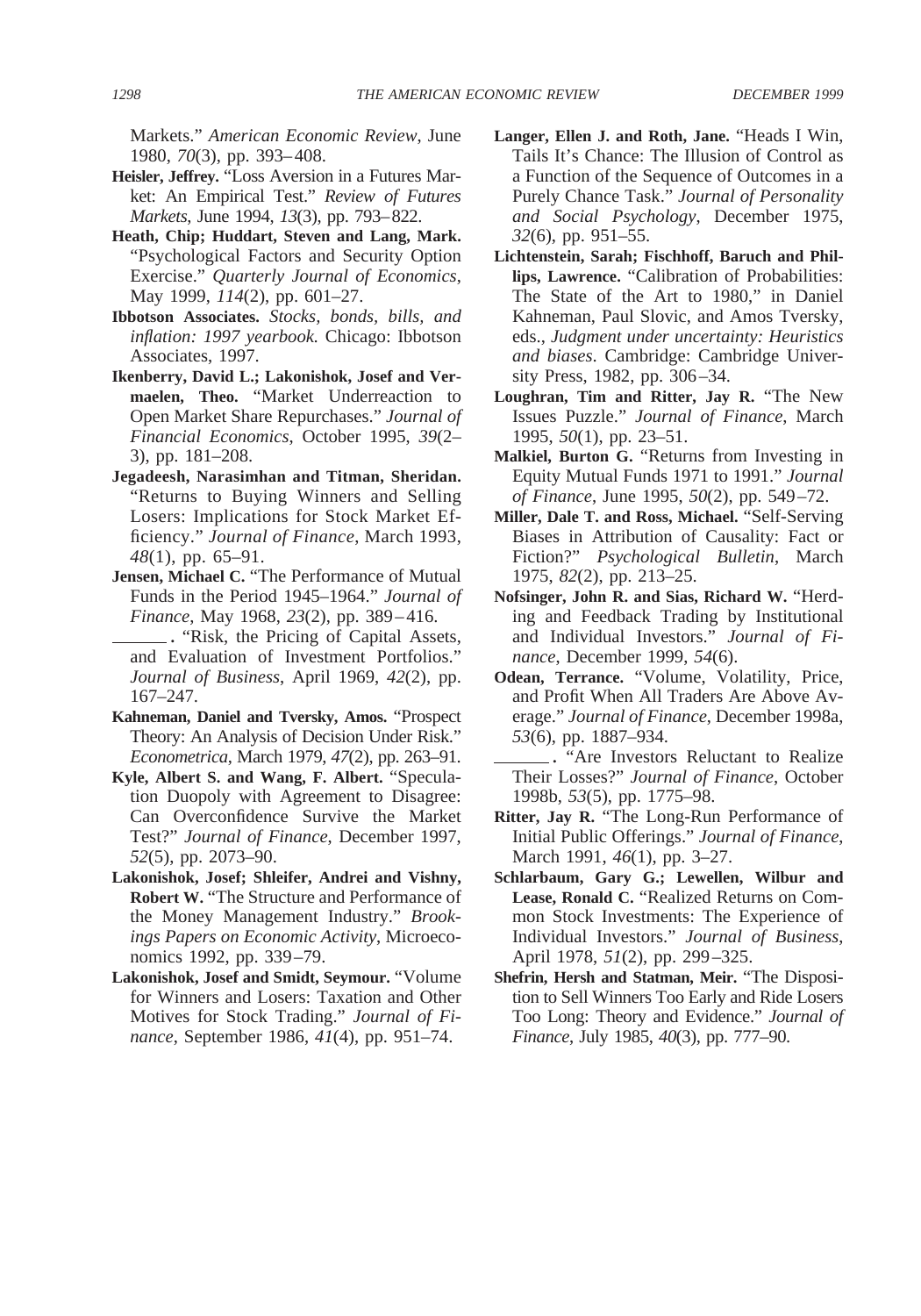Markets." *American Economic Review*, June 1980, *70*(3), pp. 393–408.

**Heisler, Jeffrey.** "Loss Aversion in a Futures Market: An Empirical Test." *Review of Futures Markets*, June 1994, *13*(3), pp. 793–822.

**Heath, Chip; Huddart, Steven and Lang, Mark.** "Psychological Factors and Security Option Exercise." *Quarterly Journal of Economics*, May 1999, *114*(2), pp. 601–27.

**Ibbotson Associates.** *Stocks, bonds, bills, and inflation: 1997 yearbook*. Chicago: Ibbotson Associates, 1997.

**Ikenberry, David L.; Lakonishok, Josef and Vermaelen, Theo.** "Market Underreaction to Open Market Share Repurchases." *Journal of Financial Economics*, October 1995, *39*(2–3), pp. 181–208.

**Jegadeesh, Narasimhan and Titman, Sheridan.** "Returns to Buying Winners and Selling Losers: Implications for Stock Market Efficiency." *Journal of Finance*, March 1993, *48*(1), pp. 65–91.

**Jensen, Michael C.** "The Performance of Mutual Funds in the Period 1945–1964." *Journal of Finance*, May 1968, *23*(2), pp. 389–416.

______. "Risk, the Pricing of Capital Assets, and Evaluation of Investment Portfolios." *Journal of Business*, April 1969, *42*(2), pp. 167–247.

**Kahneman, Daniel and Tversky, Amos.** "Prospect Theory: An Analysis of Decision Under Risk." *Econometrica*, March 1979, *47*(2), pp. 263–91.

**Kyle, Albert S. and Wang, F. Albert.** "Speculation Duopoly with Agreement to Disagree: Can Overconfidence Survive the Market Test?" *Journal of Finance*, December 1997, *52*(5), pp. 2073–90.

**Lakonishok, Josef; Shleifer, Andrei and Vishny, Robert W.** "The Structure and Performance of the Money Management Industry." *Brookings Papers on Economic Activity*, Microeconomics 1992, pp. 339–79.

**Lakonishok, Josef and Smidt, Seymour.** "Volume for Winners and Losers: Taxation and Other Motives for Stock Trading." *Journal of Finance*, September 1986, *41*(4), pp. 951–74.

**Langer, Ellen J. and Roth, Jane.** "Heads I Win, Tails It's Chance: The Illusion of Control as a Function of the Sequence of Outcomes in a Purely Chance Task." *Journal of Personality and Social Psychology*, December 1975, *32*(6), pp. 951–55.

**Lichtenstein, Sarah; Fischhoff, Baruch and Phillips, Lawrence.** "Calibration of Probabilities: The State of the Art to 1980," in Daniel Kahneman, Paul Slovic, and Amos Tversky, eds., *Judgment under uncertainty: Heuristics and biases*. Cambridge: Cambridge University Press, 1982, pp. 306–34.

**Loughran, Tim and Ritter, Jay R.** "The New Issues Puzzle." *Journal of Finance*, March 1995, *50*(1), pp. 23–51.

**Malkiel, Burton G.** "Returns from Investing in Equity Mutual Funds 1971 to 1991." *Journal of Finance*, June 1995, *50*(2), pp. 549–72.

**Miller, Dale T. and Ross, Michael.** "Self-Serving Biases in Attribution of Causality: Fact or Fiction?" *Psychological Bulletin*, March 1975, *82*(2), pp. 213–25.

**Nofsinger, John R. and Sias, Richard W.** "Herding and Feedback Trading by Institutional and Individual Investors." *Journal of Finance*, December 1999, *54*(6).

**Odean, Terrance.** "Volume, Volatility, Price, and Profit When All Traders Are Above Average." *Journal of Finance*, December 1998a, *53*(6), pp. 1887–934.

______. "Are Investors Reluctant to Realize Their Losses?" *Journal of Finance*, October 1998b, *53*(5), pp. 1775–98.

**Ritter, Jay R.** "The Long-Run Performance of Initial Public Offerings." *Journal of Finance*, March 1991, *46*(1), pp. 3–27.

**Schlarbaum, Gary G.; Lewellen, Wilbur and Lease, Ronald C.** "Realized Returns on Common Stock Investments: The Experience of Individual Investors." *Journal of Business*, April 1978, *51*(2), pp. 299–325.

**Shefrin, Hersh and Statman, Meir.** "The Disposition to Sell Winners Too Early and Ride Losers Too Long: Theory and Evidence." *Journal of Finance*, July 1985, *40*(3), pp. 777–90.